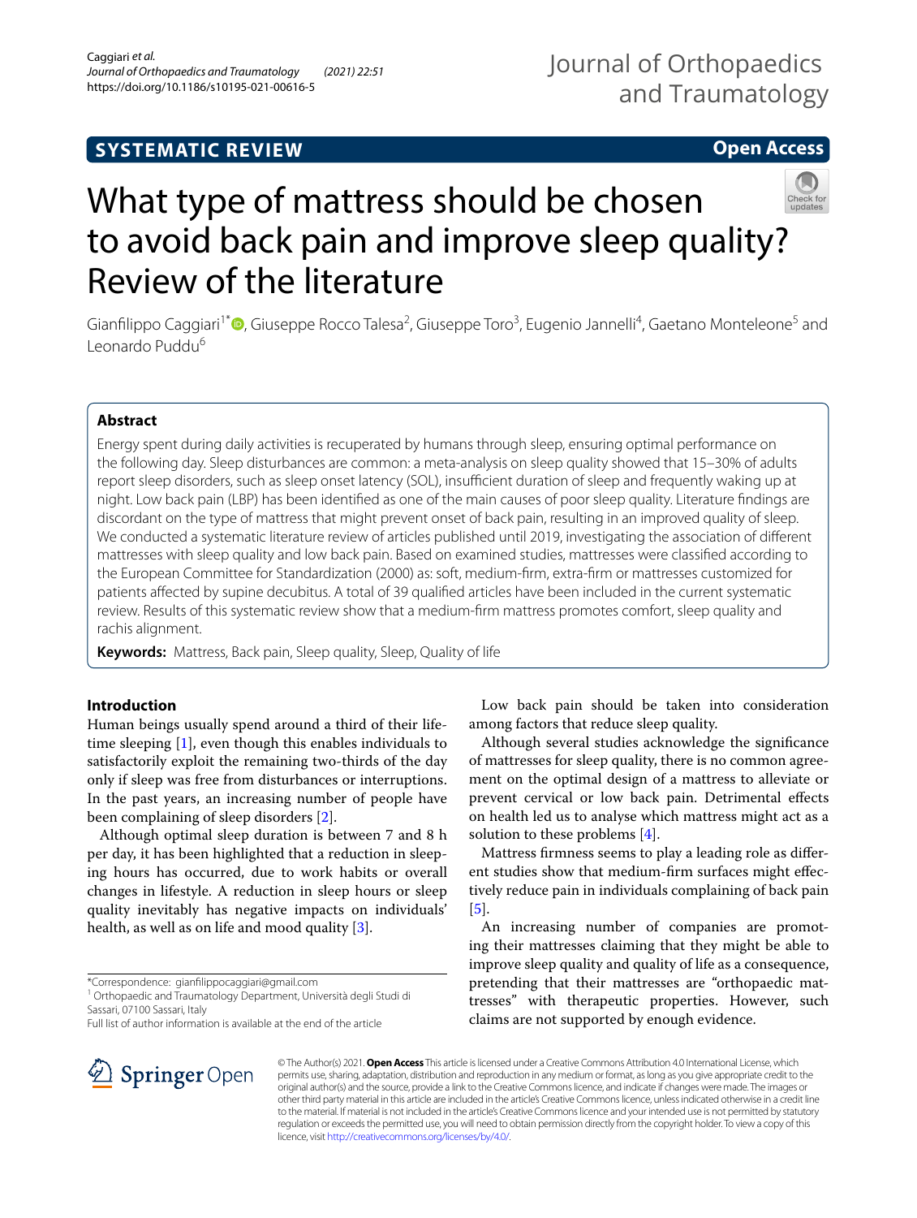SYSTEMATIC REVIEW

Open Access

# What type of mattress should be chosen to avoid back pain and improve sleep quality? Review of the literature

Gianfilippo Caggiari[1*], Giuseppe Rocco Talesa[2], Giuseppe Toro[3], Eugenio Jannelli[4], Gaetano Monteleone[5] and Leonardo Puddu[6]

## Abstract

Energy spent during daily activities is recuperated by humans through sleep, ensuring optimal performance on the following day. Sleep disturbances are common: a meta-analysis on sleep quality showed that 15–30% of adults report sleep disorders, such as sleep onset latency (SOL), insufficient duration of sleep and frequently waking up at night. Low back pain (LBP) has been identified as one of the main causes of poor sleep quality. Literature findings are discordant on the type of mattress that might prevent onset of back pain, resulting in an improved quality of sleep. We conducted a systematic literature review of articles published until 2019, investigating the association of different mattresses with sleep quality and low back pain. Based on examined studies, mattresses were classified according to the European Committee for Standardization (2000) as: soft, medium-firm, extra-firm or mattresses customized for patients affected by supine decubitus. A total of 39 qualified articles have been included in the current systematic review. Results of this systematic review show that a medium-firm mattress promotes comfort, sleep quality and rachis alignment.

**Keywords:** Mattress, Back pain, Sleep quality, Sleep, Quality of life

## Introduction

Human beings usually spend around a third of their lifetime sleeping [1], even though this enables individuals to satisfactorily exploit the remaining two-thirds of the day only if sleep was free from disturbances or interruptions. In the past years, an increasing number of people have been complaining of sleep disorders [2].

Although optimal sleep duration is between 7 and 8 h per day, it has been highlighted that a reduction in sleeping hours has occurred, due to work habits or overall changes in lifestyle. A reduction in sleep hours or sleep quality inevitably has negative impacts on individuals' health, as well as on life and mood quality [3].

Low back pain should be taken into consideration among factors that reduce sleep quality.

Although several studies acknowledge the significance of mattresses for sleep quality, there is no common agreement on the optimal design of a mattress to alleviate or prevent cervical or low back pain. Detrimental effects on health led us to analyse which mattress might act as a solution to these problems [4].

Mattress firmness seems to play a leading role as different studies show that medium-firm surfaces might effectively reduce pain in individuals complaining of back pain [5].

An increasing number of companies are promoting their mattresses claiming that they might be able to improve sleep quality and quality of life as a consequence, pretending that their mattresses are "orthopaedic mattresses" with therapeutic properties. However, such claims are not supported by enough evidence.

*Correspondence: gianfilippocaggiari@gmail.com
[1] Orthopaedic and Traumatology Department, Università degli Studi di Sassari, 07100 Sassari, Italy
Full list of author information is available at the end of the article

© The Author(s) 2021. **Open Access** This article is licensed under a Creative Commons Attribution 4.0 International License, which permits use, sharing, adaptation, distribution and reproduction in any medium or format, as long as you give appropriate credit to the original author(s) and the source, provide a link to the Creative Commons licence, and indicate if changes were made. The images or other third party material in this article are included in the article's Creative Commons licence, unless indicated otherwise in a credit line to the material. If material is not included in the article's Creative Commons licence and your intended use is not permitted by statutory regulation or exceeds the permitted use, you will need to obtain permission directly from the copyright holder. To view a copy of this licence, visit http://creativecommons.org/licenses/by/4.0/.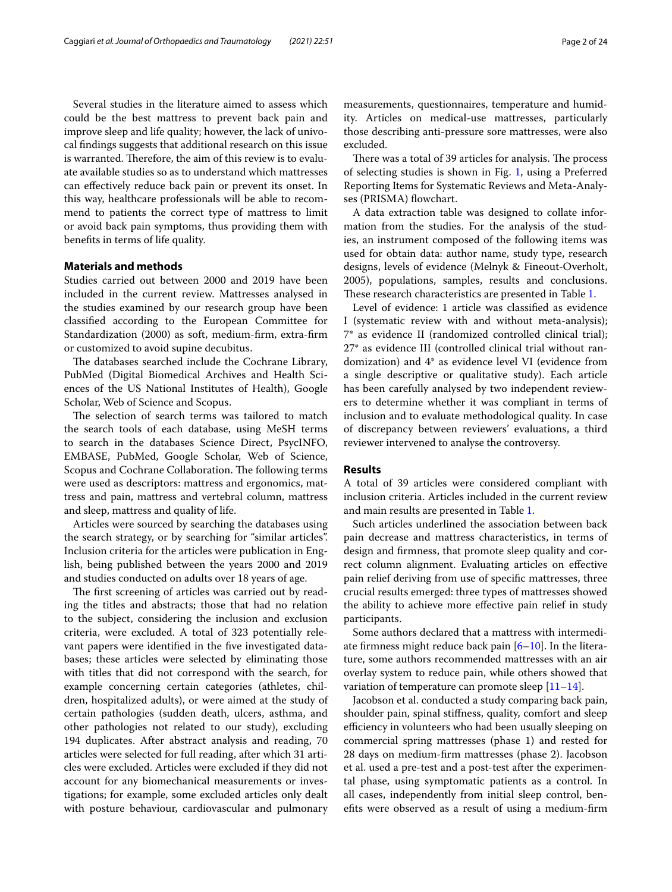Several studies in the literature aimed to assess which could be the best mattress to prevent back pain and improve sleep and life quality; however, the lack of univocal findings suggests that additional research on this issue is warranted. Therefore, the aim of this review is to evaluate available studies so as to understand which mattresses can effectively reduce back pain or prevent its onset. In this way, healthcare professionals will be able to recommend to patients the correct type of mattress to limit or avoid back pain symptoms, thus providing them with benefits in terms of life quality.

## Materials and methods

Studies carried out between 2000 and 2019 have been included in the current review. Mattresses analysed in the studies examined by our research group have been classified according to the European Committee for Standardization (2000) as soft, medium-firm, extra-firm or customized to avoid supine decubitus.

The databases searched include the Cochrane Library, PubMed (Digital Biomedical Archives and Health Sciences of the US National Institutes of Health), Google Scholar, Web of Science and Scopus.

The selection of search terms was tailored to match the search tools of each database, using MeSH terms to search in the databases Science Direct, PsycINFO, EMBASE, PubMed, Google Scholar, Web of Science, Scopus and Cochrane Collaboration. The following terms were used as descriptors: mattress and ergonomics, mattress and pain, mattress and vertebral column, mattress and sleep, mattress and quality of life.

Articles were sourced by searching the databases using the search strategy, or by searching for "similar articles". Inclusion criteria for the articles were publication in English, being published between the years 2000 and 2019 and studies conducted on adults over 18 years of age.

The first screening of articles was carried out by reading the titles and abstracts; those that had no relation to the subject, considering the inclusion and exclusion criteria, were excluded. A total of 323 potentially relevant papers were identified in the five investigated databases; these articles were selected by eliminating those with titles that did not correspond with the search, for example papers concerning certain categories (athletes, children, hospitalized adults), or were aimed at the study of certain pathologies (sudden death, ulcers, asthma, and other pathologies not related to our study), excluding 194 duplicates. After abstract analysis and reading, 70 articles were selected for full reading, after which 31 articles were excluded. Articles were excluded if they did not account for any biomechanical measurements or investigations; for example, some excluded articles only dealt with posture behaviour, cardiovascular and pulmonary measurements, questionnaires, temperature and humidity. Articles on medical-use mattresses, particularly those describing anti-pressure sore mattresses, were also excluded.

There was a total of 39 articles for analysis. The process of selecting studies is shown in Fig. 1, using a Preferred Reporting Items for Systematic Reviews and Meta-Analyses (PRISMA) flowchart.

A data extraction table was designed to collate information from the studies. For the analysis of the studies, an instrument composed of the following items was used for obtain data: author name, study type, research designs, levels of evidence (Melnyk & Fineout-Overholt, 2005), populations, samples, results and conclusions. These research characteristics are presented in Table 1.

Level of evidence: 1 article was classified as evidence I (systematic review with and without meta-analysis); 7* as evidence II (randomized controlled clinical trial); 27* as evidence III (controlled clinical trial without randomization) and 4* as evidence level VI (evidence from a single descriptive or qualitative study). Each article has been carefully analysed by two independent reviewers to determine whether it was compliant in terms of inclusion and to evaluate methodological quality. In case of discrepancy between reviewers' evaluations, a third reviewer intervened to analyse the controversy.

## Results

A total of 39 articles were considered compliant with inclusion criteria. Articles included in the current review and main results are presented in Table 1.

Such articles underlined the association between back pain decrease and mattress characteristics, in terms of design and firmness, that promote sleep quality and correct column alignment. Evaluating articles on effective pain relief deriving from use of specific mattresses, three crucial results emerged: three types of mattresses showed the ability to achieve more effective pain relief in study participants.

Some authors declared that a mattress with intermediate firmness might reduce back pain [6–10]. In the literature, some authors recommended mattresses with an air overlay system to reduce pain, while others showed that variation of temperature can promote sleep [11–14].

Jacobson et al. conducted a study comparing back pain, shoulder pain, spinal stiffness, quality, comfort and sleep efficiency in volunteers who had been usually sleeping on commercial spring mattresses (phase 1) and rested for 28 days on medium-firm mattresses (phase 2). Jacobson et al. used a pre-test and a post-test after the experimental phase, using symptomatic patients as a control. In all cases, independently from initial sleep control, benefits were observed as a result of using a medium-firm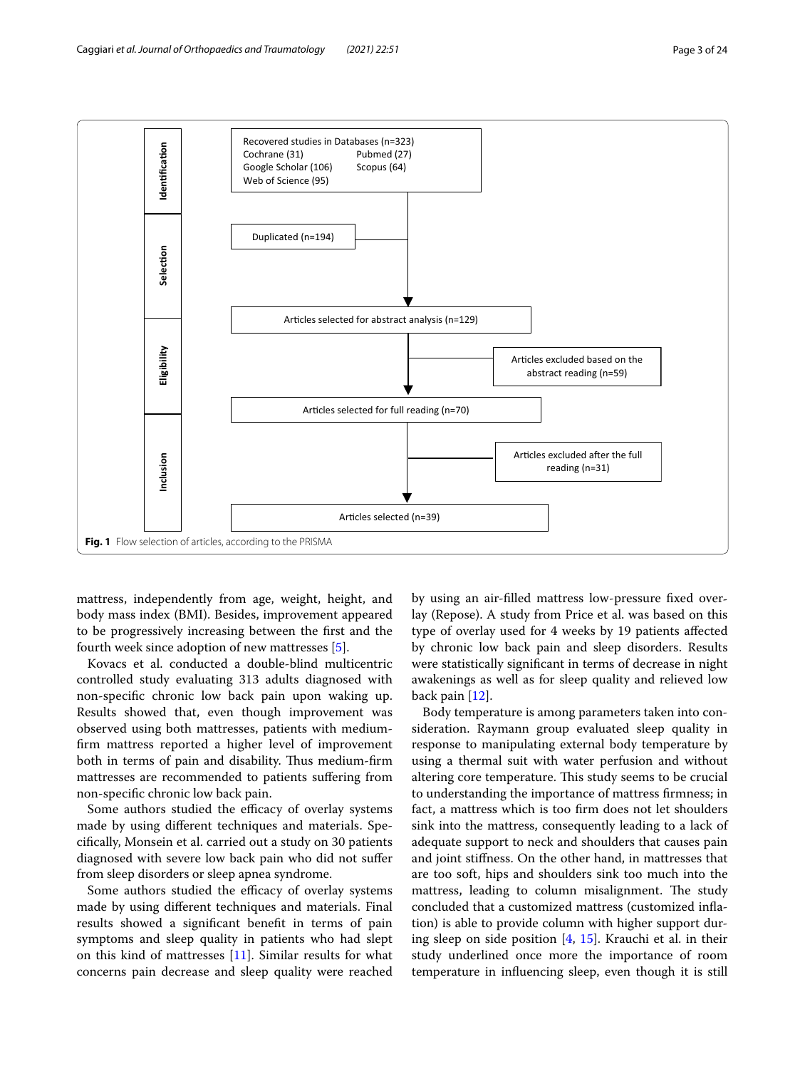| | |
|---|---|
| **Identification** | Recovered studies in Databases (n=323)<br>Cochrane (31) Pubmed (27)<br>Google Scholar (106) Scopus (64)<br>Web of Science (95) |
| **Selection** | Duplicated (n=194)<br>Articles selected for abstract analysis (n=129) |
| **Eligibility** | Articles excluded based on the abstract reading (n=59)<br>Articles selected for full reading (n=70) |
| **Inclusion** | Articles excluded after the full reading (n=31)<br>Articles selected (n=39) |

**Fig. 1** Flow selection of articles, according to the PRISMA

mattress, independently from age, weight, height, and body mass index (BMI). Besides, improvement appeared to be progressively increasing between the first and the fourth week since adoption of new mattresses [5].

Kovacs et al. conducted a double-blind multicentric controlled study evaluating 313 adults diagnosed with non-specific chronic low back pain upon waking up. Results showed that, even though improvement was observed using both mattresses, patients with medium-firm mattress reported a higher level of improvement both in terms of pain and disability. Thus medium-firm mattresses are recommended to patients suffering from non-specific chronic low back pain.

Some authors studied the efficacy of overlay systems made by using different techniques and materials. Specifically, Monsein et al. carried out a study on 30 patients diagnosed with severe low back pain who did not suffer from sleep disorders or sleep apnea syndrome.

Some authors studied the efficacy of overlay systems made by using different techniques and materials. Final results showed a significant benefit in terms of pain symptoms and sleep quality in patients who had slept on this kind of mattresses [11]. Similar results for what concerns pain decrease and sleep quality were reached by using an air-filled mattress low-pressure fixed overlay (Repose). A study from Price et al. was based on this type of overlay used for 4 weeks by 19 patients affected by chronic low back pain and sleep disorders. Results were statistically significant in terms of decrease in night awakenings as well as for sleep quality and relieved low back pain [12].

Body temperature is among parameters taken into consideration. Raymann group evaluated sleep quality in response to manipulating external body temperature by using a thermal suit with water perfusion and without altering core temperature. This study seems to be crucial to understanding the importance of mattress firmness; in fact, a mattress which is too firm does not let shoulders sink into the mattress, consequently leading to a lack of adequate support to neck and shoulders that causes pain and joint stiffness. On the other hand, in mattresses that are too soft, hips and shoulders sink too much into the mattress, leading to column misalignment. The study concluded that a customized mattress (customized inflation) is able to provide column with higher support during sleep on side position [4, 15]. Krauchi et al. in their study underlined once more the importance of room temperature in influencing sleep, even though it is still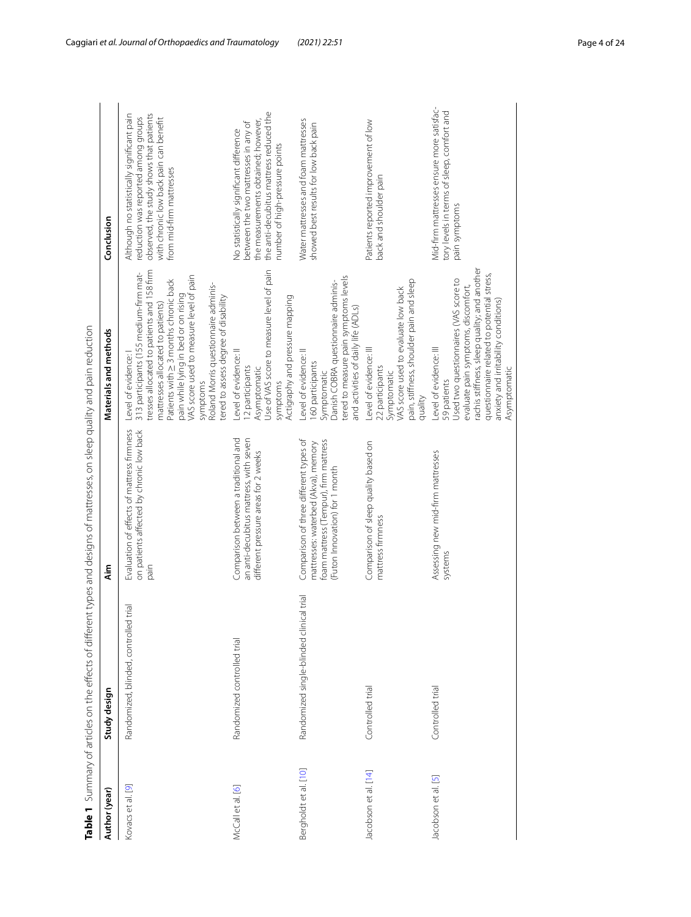**Table 1** Summary of articles on the effects of different types and designs of mattresses on sleep quality and pain reduction

| Author (year) | Study design | Aim | Materials and methods | Conclusion |
| --- | --- | --- | --- | --- |
| Kovacs et al. [9] | Randomized, blinded, controlled trial | Evaluation of effects of mattress firmness on patients affected by chronic low back pain | Level of evidence: I<br>313 participants (155 medium-firm mattresses allocated to patients and 158 firm mattresses allocated to patients)<br>Patients with ≥ 3 months chronic back pain while lying in bed or on rising<br>VAS score used to measure level of pain symptoms<br>Roland Morris questionnaire administered to assess degree of disability | Although no statistically significant pain reduction was reported among groups observed, the study shows that patients with chronic low back pain can benefit from mid-firm mattresses |
| McCall et al. [6] | Randomized controlled trial | Comparison between a traditional and an anti-decubitus mattress, with seven different pressure areas for 2 weeks | Level of evidence: II<br>12 participants<br>Asymptomatic<br>Use of VAS score to measure level of pain symptoms<br>Actigraphy and pressure mapping | No statistically significant difference between the two mattresses in any of the measurements obtained; however, the anti-decubitus mattress reduced the number of high-pressure points |
| Bergholdt et al. [10] | Randomized single-blinded clinical trial | Comparison of three different types of mattresses: waterbed (Akva), memory foam mattress (Tempur), firm mattress (Futon Innovation) for 1 month | Level of evidence: II<br>160 participants<br>Symptomatic<br>Danish COBRA questionnaire administered to measure pain symptoms levels and activities of daily life (ADLs) | Water mattresses and foam mattresses showed best results for low back pain |
| Jacobson et al. [14] | Controlled trial | Comparison of sleep quality based on mattress firmness | Level of evidence: III<br>22 participants<br>Symptomatic<br>VAS score used to evaluate low back pain, stiffness, shoulder pain and sleep quality | Patients reported improvement of low back and shoulder pain |
| Jacobson et al. [5] | Controlled trial | Assessing new mid-firm mattresses systems | Level of evidence: III<br>59 patients<br>Used two questionnaires (VAS score to evaluate pain symptoms, discomfort, rachis stiffness, sleep quality; and another questionnaire related to potential stress, anxiety and irritability conditions)<br>Asymptomatic | Mid-firm mattresses ensure more satisfactory levels in terms of sleep, comfort and pain symptoms |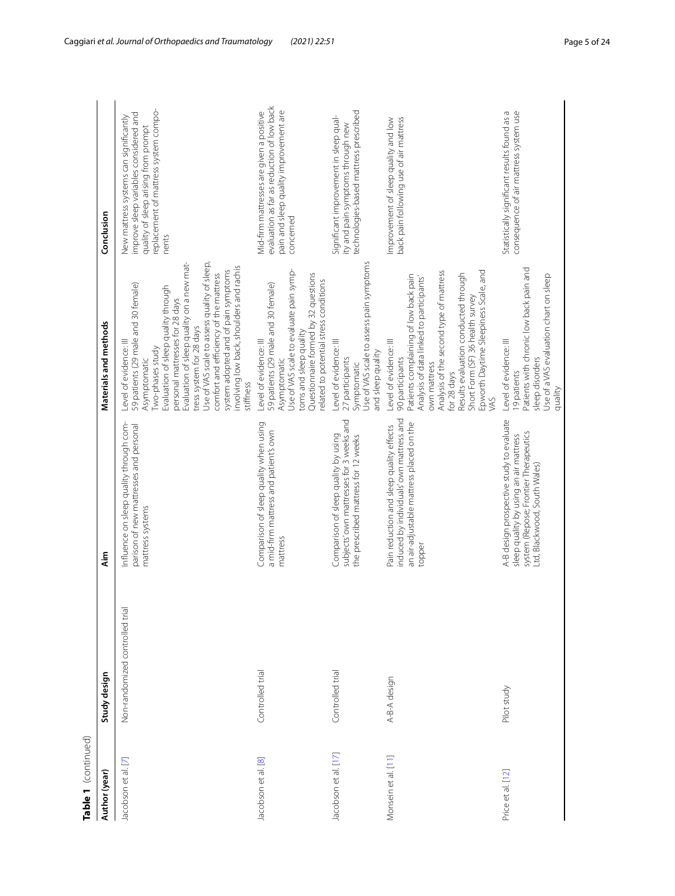**Table 1** (continued)

| Author (year) | Study design | Aim | Materials and methods | Conclusion |
|---|---|---|---|---|
| Jacobson et al. [7] | Non-randomized controlled trial | Influence on sleep quality through comparison of new mattresses and personal mattress systems | Level of evidence: III<br>59 patients (29 male and 30 female)<br>Asymptomatic<br>Two-phases study<br>Evaluation of sleep quality through personal mattresses for 28 days<br>Evaluation of sleep quality on a new mattress system for 28 days<br>Use of VAS scale to assess quality of sleep, comfort and efficiency of the mattress system adopted and of pain symptoms involving low back, shoulders and rachis stiffness | New mattress systems can significantly improve sleep variables considered and quality of sleep arising from prompt replacement of mattress system components |
| Jacobson et al. [8] | Controlled trial | Comparison of sleep quality when using a mid-firm mattress and patient's own mattress | Level of evidence: III<br>59 patients (29 male and 30 female)<br>Asymptomatic<br>Use of VAS scale to evaluate pain symptoms and sleep quality<br>Questionnaire formed by 32 questions related to potential stress conditions | Mid-firm mattresses are given a positive evaluation as far as reduction of low back pain and sleep quality improvement are concerned |
| Jacobson et al. [17] | Controlled trial | Comparison of sleep quality by using subjects' own mattresses for 3 weeks and the prescribed mattress for 12 weeks | Level of evidence: III<br>27 participants<br>Symptomatic<br>Use of VAS scale to assess pain symptoms and sleep quality | Significant improvement in sleep quality and pain symptoms through new technologies-based mattress prescribed |
| Monsein et al. [11] | A-B-A design | Pain reduction and sleep quality effects induced by individuals' own mattress and an air-adjustable mattress placed on the topper | Level of evidence: III<br>90 participants<br>Patients complaining of low back pain<br>Analysis of data linked to participants' own mattress<br>Analysis of the second type of mattress for 28 days<br>Results evaluation conducted through Short Form (SF) 36 health survey<br>Epworth Daytime Sleepiness Scale, and VAS | Improvement of sleep quality and low back pain following use of air mattress |
| Price et al. [12] | Pilot study | A-B design prospective study to evaluate sleep quality by using an air mattress system (Repose; Frontier Therapeutics Ltd, Blackwood, South Wales) | Level of evidence: III<br>19 patients<br>Patients with chronic low back pain and sleep disorders<br>Use of a VAS evaluation chart on sleep quality | Statistically significant results found as a consequence of air mattress system use |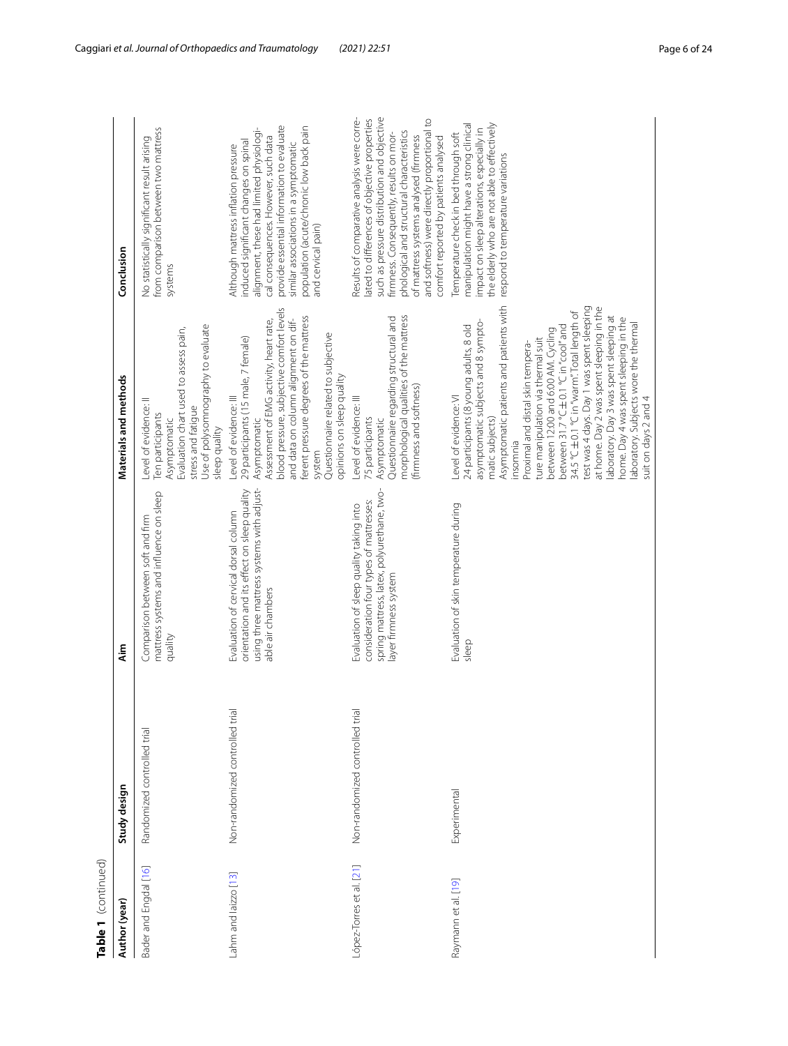**Table 1** (continued)

| Author (year) | Study design | Aim | Materials and methods | Conclusion |
|---|---|---|---|---|
| Bader and Engdal [16] | Randomized controlled trial | Comparison between soft and firm mattress systems and influence on sleep quality | Level of evidence: II<br>Ten participants<br>Asymptomatic<br>Evaluation chart used to assess pain, stress and fatigue<br>Use of polysomnography to evaluate sleep quality | No statistically significant result arising from comparison between two mattress systems |
| Lahm and Iaizzo [13] | Non-randomized controlled trial | Evaluation of cervical dorsal column orientation and its effect on sleep quality using three mattress systems with adjustable air chambers | Level of evidence: III<br>29 participants (15 male, 7 female)<br>Asymptomatic<br>Assessment of EMG activity, heart rate, blood pressure, subjective comfort levels and data on column alignment on different pressure degrees of the mattress system<br>Questionnaire related to subjective opinions on sleep quality | Although mattress inflation pressure induced significant changes on spinal alignment, these had limited physiological consequences. However, such data provide essential information to evaluate similar associations in a symptomatic population (acute/chronic low back pain and cervical pain) |
| López-Torres et al. [21] | Non-randomized controlled trial | Evaluation of sleep quality taking into consideration four types of mattresses: spring mattress, latex, polyurethane, two-layer firmness system | Level of evidence: III<br>75 participants<br>Asymptomatic<br>Questionnaire regarding structural and morphological qualities of the mattress (firmness and softness) | Results of comparative analysis were correlated to differences of objective properties such as pressure distribution and objective firmness. Consequently, results on morphological and structural characteristics of mattress systems analysed (firmness and softness) were directly proportional to comfort reported by patients analysed |
| Raymann et al. [19] | Experimental | Evaluation of skin temperature during sleep | Level of evidence: VI<br>24 participants (8 young adults, 8 old asymptomatic subjects and 8 symptomatic subjects)<br>Asymptomatic patients and patients with insomnia<br>Proximal and distal skin temperature manipulation via thermal suit between 12.00 and 6.00 AM. Cycling between 31.7 °C ± 0.1 °C in "cool" and 34.5 °C ± 0.1 °C in "warm." Total length of test was 4 days. Day 1 was spent sleeping at home. Day 2 was spent sleeping in the laboratory. Day 3 was spent sleeping at home. Day 4 was spent sleeping in the laboratory. Subjects wore the thermal suit on days 2 and 4 | Temperature check in bed through soft manipulation might have a strong clinical impact on sleep alterations, especially in the elderly who are not able to effectively respond to temperature variations |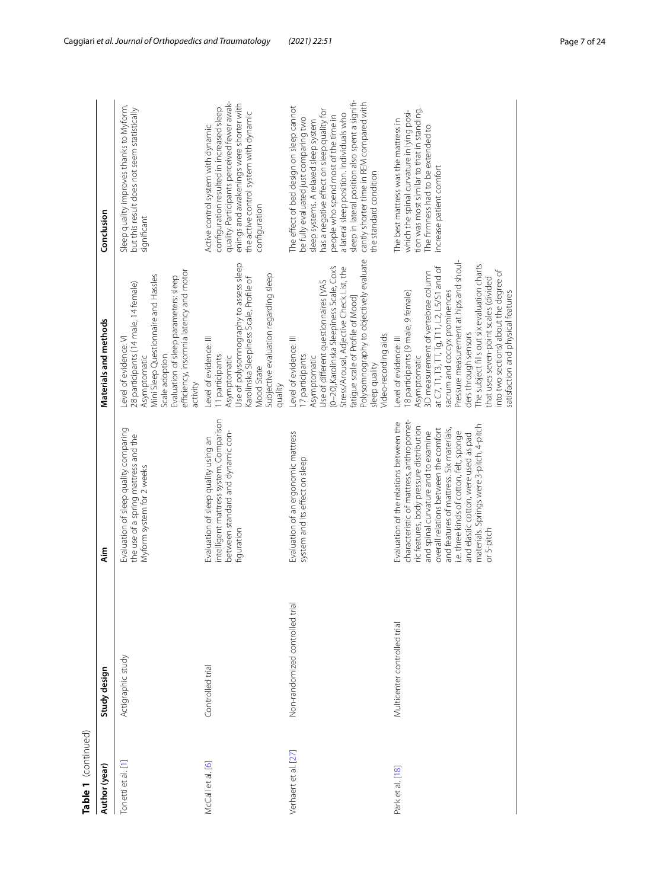**Table 1** (continued)

| Author (year) | Study design | Aim | Materials and methods | Conclusion |
|---|---|---|---|---|
| Tonetti et al. [1] | Actigraphic study | Evaluation of sleep quality comparing the use of a spring mattress and the Myform system for 2 weeks | Level of evidence: VI<br>28 participants (14 male, 14 female)<br>Asymptomatic<br>Mini Sleep Questionnaire and Hassles Scale adoption<br>Evaluation of sleep parameters: sleep efficiency, insomnia latency and motor activity | Sleep quality improves thanks to Myform, but this result does not seem statistically significant |
| McCall et al. [6] | Controlled trial | Evaluation of sleep quality using an intelligent mattress system. Comparison between standard and dynamic configuration | Level of evidence: III<br>11 participants<br>Asymptomatic<br>Use of polysomnography to assess sleep<br>Karolinska Sleepiness Scale, Profile of Mood State<br>Subjective evaluation regarding sleep quality | Active control system with dynamic configuration resulted in increased sleep quality. Participants perceived fewer awakenings and awakenings were shorter with the active control system with dynamic configuration |
| Verhaert et al. [27] | Non-randomized controlled trial | Evaluation of an ergonomic mattress system and its effect on sleep | Level of evidence: III<br>17 participants<br>Asymptomatic<br>Use of different questionnaires [VAS (0–20),Karolinska Sleepiness Scale, Cox's Stress/Arousal, Adjective Check List, the fatigue scale of Profile of Mood]<br>Polysomnography to objectively evaluate sleep quality<br>Video-recording aids | The effect of bed design on sleep cannot be fully evaluated just comparing two sleep systems. A relaxed sleep system has a negative effect on sleep quality for people who spend most of the time in a lateral sleep position. Individuals who sleep in lateral position also spent a significantly shorter time in REM compared with the standard condition |
| Park et al. [18] | Multicenter controlled trial | Evaluation of the relations between the characteristic of mattress, anthropometric features, body pressure distribution and spinal curvature and to examine overall relations between the comfort and features of mattress. Six materials, i.e. three kinds of cotton, felt, sponge and elastic cotton, were used as pad materials. Springs were 3-pitch, 4-pitch or 5-pitch | Level of evidence: III<br>18 participants (9 male, 9 female)<br>Asymptomatic<br>3D measurement of vertebrae column at C7, T1, T3, T7, Tg, T11, L2, L5/S1 and of sacrum and coccyx prominences<br>Pressure measurement at hips and shoulders through sensors<br>The subject fills out six evaluation charts that uses seven-point scales (divided into two sections) about the degree of satisfaction and physical features | The best mattress was the mattress in which the spinal curvature in lying position was most similar to that in standing. The firmness had to be extended to increase patient comfort |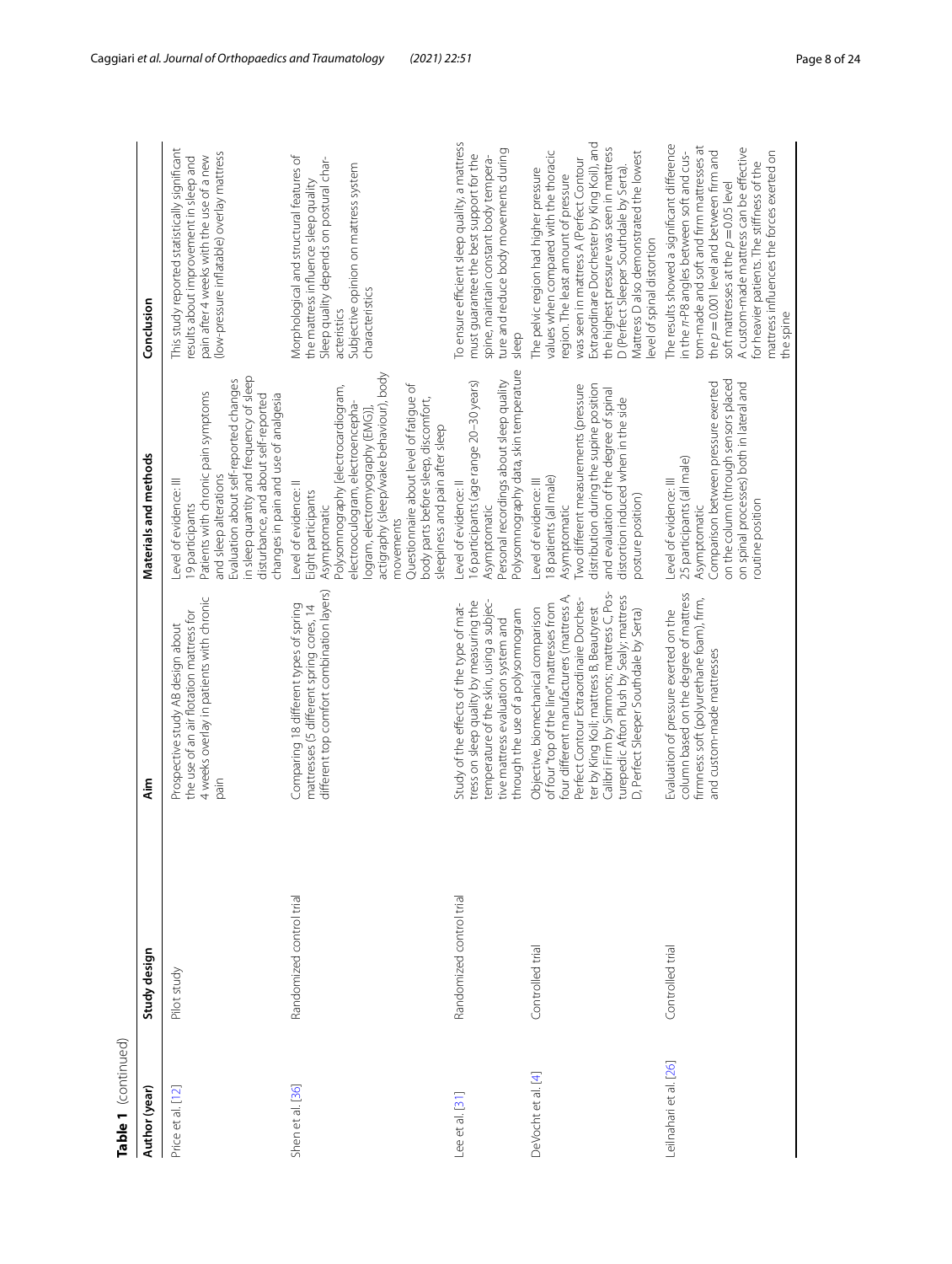**Table 1** (continued)

| Author (year) | Study design | Aim | Materials and methods | Conclusion |
|---|---|---|---|---|
| Price et al. [12] | Pilot study | Prospective study AB design about the use of an air flotation mattress for 4 weeks overlay in patients with chronic pain | Level of evidence: III<br>19 participants<br>Patients with chronic pain symptoms and sleep alterations<br>Evaluation about self-reported changes in sleep quantity and frequency of sleep disturbance, and about self-reported changes in pain and use of analgesia | This study reported statistically significant results about improvement in sleep and pain after 4 weeks with the use of a new (low-pressure inflatable) overlay mattress |
| Shen et al. [36] | Randomized control trial | Comparing 18 different types of spring mattresses (5 different spring cores, 14 different top comfort combination layers) | Level of evidence: II<br>Eight participants<br>Asymptomatic<br>Polysomnography (electrocardiogram, electrooculogram, electroencephalogram, electromyography (EMG)), actigraphy (sleep/wake behaviour), body movements<br>Questionnaire about level of fatigue of body parts before sleep, discomfort, sleepiness and pain after sleep | Morphological and structural features of the mattress influence sleep quality<br>Sleep quality depends on postural characteristics<br>Subjective opinion on mattress system characteristics |
| Lee et al. [31] | Randomized control trial | Study of the effects of the type of mattress on sleep quality by measuring the temperature of the skin, using a subjective mattress evaluation system and through the use of a polysomnogram | Level of evidence: II<br>16 participants (age range 20–30 years)<br>Asymptomatic<br>Personal recordings about sleep quality<br>Polysomnography data, skin temperature | To ensure efficient sleep quality, a mattress must guarantee the best support for the spine, maintain constant body temperature and reduce body movements during sleep |
| DeVocht et al. [4] | Controlled trial | Objective, biomechanical comparison of four "top of the line" mattresses from four different manufacturers (mattress A, Perfect Contour Extraordinaire Dorchester by King Koil; mattress B, Beautyrest Calibri Firm by Simmons; mattress C, Posturepedic Afton Plush by Sealy; mattress D, Perfect Sleeper Southdale by Serta) | Level of evidence: III<br>18 patients (all male)<br>Asymptomatic<br>Two different measurements (pressure distribution during the supine position and evaluation of the degree of spinal distortion induced when in the side posture position) | The pelvic region had higher pressure values when compared with the thoracic region. The least amount of pressure was seen in mattress A (Perfect Contour Extraordinaire Dorchester by King Koil), and the highest pressure was seen in mattress D (Perfect Sleeper Southdale by Serta). Mattress D also demonstrated the lowest level of spinal distortion |
| Leilnahari et al. [26] | Controlled trial | Evaluation of pressure exerted on the column based on the degree of mattress firmness: soft (polyurethane foam), firm, and custom-made mattresses | Level of evidence: III<br>25 participants (all male)<br>Asymptomatic<br>Comparison between pressure exerted on the column (through sensors placed on spinal processes) both in lateral and routine position | The results showed a significant difference in the $\pi$-P8 angles between soft and custom-made and soft and firm mattresses at the $p = 0.001$ level and between firm and soft mattresses at the $p = 0.05$ level<br>A custom-made mattress can be effective for heavier patients. The stiffness of the mattress influences the forces exerted on the spine |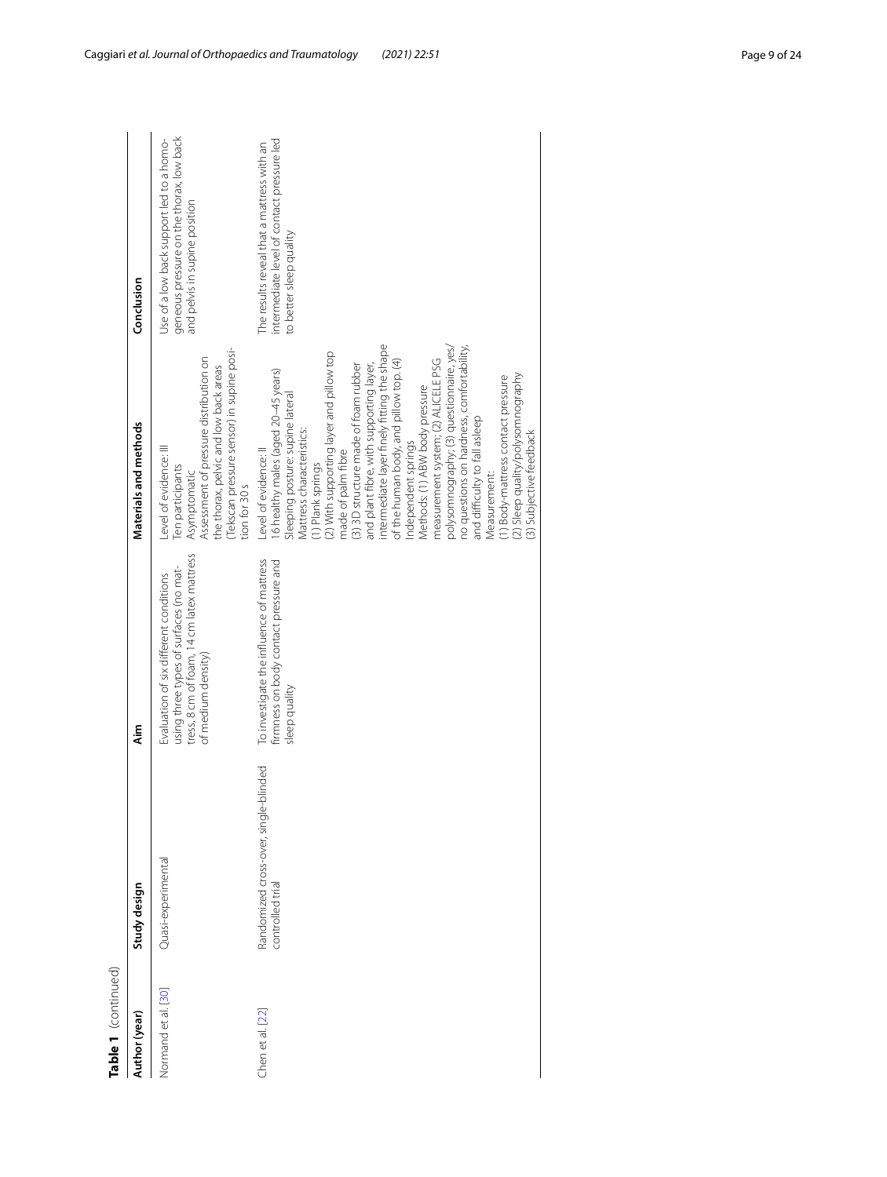**Table 1** (continued)

| Author (year) | Study design | Aim | Materials and methods | Conclusion |
|---|---|---|---|---|
| Normand et al. [30] | Quasi-experimental | Evaluation of six different conditions using three types of surfaces (no mattress, 8 cm of foam, 14 cm latex mattress of medium density) | Level of evidence: III<br>Ten participants<br>Asymptomatic<br>Assessment of pressure distribution on the thorax, pelvic and low back areas (Tekscan pressure sensor) in supine position for 30 s | Use of a low back support led to a homogeneous pressure on the thorax, low back and pelvis in supine position |
| Chen et al. [22] | Randomized cross-over, single-blinded controlled trial | To investigate the influence of mattress firmness on body contact pressure and sleep quality | Level of evidence: II<br>16 healthy males (aged 20–45 years)<br>Sleeping posture: supine lateral<br>Mattress characteristics:<br>(1) Plank springs<br>(2) With supporting layer and pillow top made of palm fibre<br>(3) 3D structure made of foam rubber and plant fibre, with supporting layer, intermediate layer finely fitting the shape of the human body, and pillow top. (4) Independent springs<br>Methods: (1) ABW body pressure measurement system; (2) ALICE LE PSG polysomnography; (3) questionnaire, yes/no questions on hardness, comfortability, and difficulty to fall asleep<br>Measurement:<br>(1) Body-mattress contact pressure<br>(2) Sleep quality/polysomnography<br>(3) Subjective feedback | The results reveal that a mattress with an intermediate level of contact pressure led to better sleep quality |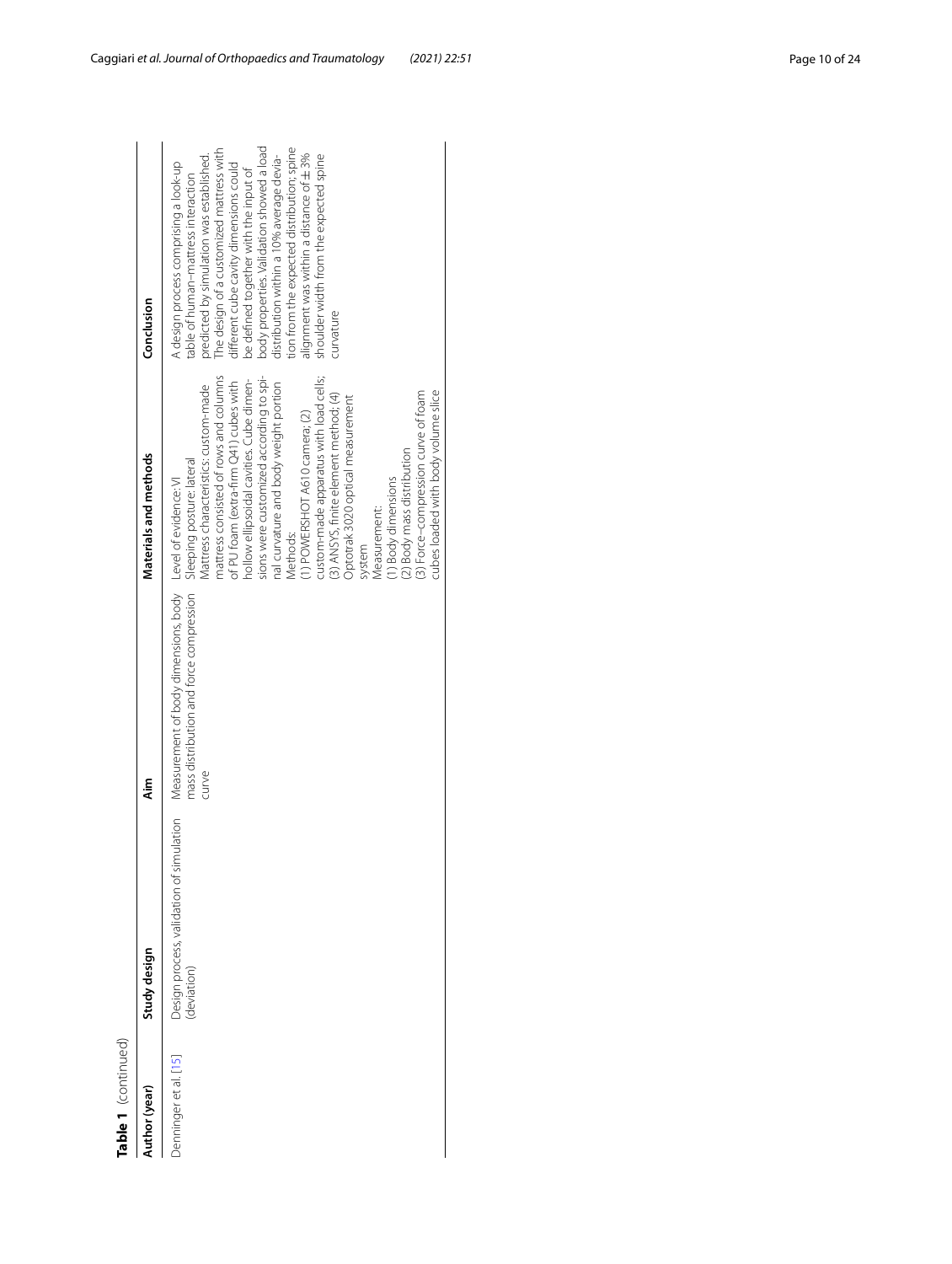**Table 1** (continued)

| Author (year) | Study design | Aim | Materials and methods | Conclusion |
|---|---|---|---|---|
| Denninger et al. [15] | Design process, validation of simulation (deviation) | Measurement of body dimensions, body mass distribution and force compression curve | Level of evidence: VI<br>Sleeping posture: lateral<br>Mattress characteristics: custom-made mattress consisted of rows and columns of PU foam (extra-firm Q41) cubes with hollow ellipsoidal cavities. Cube dimensions were customized according to spinal curvature and body weight portion<br>Methods:<br>(1) POWERSHOT A610 camera; (2) custom-made apparatus with load cells; (3) ANSYS, finite element method; (4) Optotrak 3020 optical measurement system<br>Measurement:<br>(1) Body dimensions<br>(2) Body mass distribution<br>(3) Force–compression curve of foam cubes loaded with body volume slice | A design process comprising a look-up table of human–mattress interaction predicted by simulation was established. The design of a customized mattress with different cube cavity dimensions could be defined together with the input of body properties. Validation showed a load distribution within a 10% average deviation from the expected distribution; spine alignment was within a distance of ± 3% shoulder width from the expected spine curvature |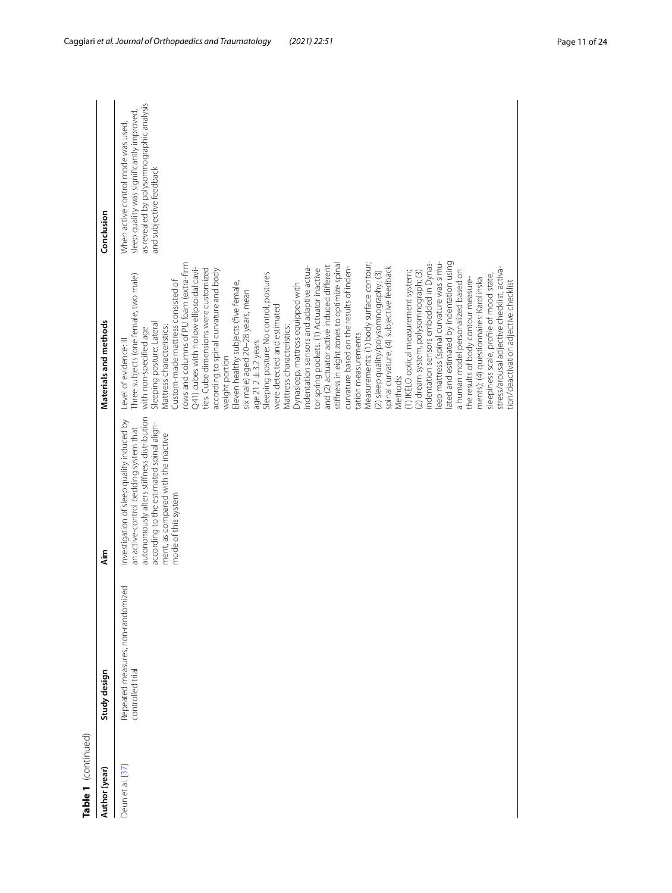**Table 1** (continued)

| Author (year) | Study design | Aim | Materials and methods | Conclusion |
| --- | --- | --- | --- | --- |
| Deun et al. [37] | Repeated measures, non-randomized controlled trial | Investigation of sleep quality induced by an active-control bedding system that autonomously alters stiffness distribution according to the estimated spinal alignment, as compared with the inactive mode of this system | Level of evidence: III<br>Three subjects (one female, two male) with non-specified age<br>Sleeping posture: Lateral<br>Mattress characteristics:<br>Custom-made mattress consisted of rows and columns of PU foam (extra-firm Q41) cubes with hollow ellipsoidal cavities. Cube dimensions were customized according to spinal curvature and body weight portion<br>Eleven healthy subjects (five female, six male) aged 20–28 years, mean age 21.2 ± 3.2 years<br>Sleeping posture: No control, postures were detected and estimated<br>Mattress characteristics:<br>Dynasleep. mattress equipped with indentation sensors and adaptive actuator spring pockets. (1) Actuator inactive and (2) actuator active induced different stiffness in eight zones to optimize spinal curvature based on the results of indentation measurements<br>Measurements: (1) body surface contour; (2) sleep quality/polysomnography; (3) spinal curvature; (4) subjective feedback<br>Methods:<br>(1) IKÉLO optical measurement system; (2) dream system, polysomnograph; (3) indentation sensors embedded in Dynasleep mattress (spinal curvature was simulated and estimated by indentation using a human model personalized based on the results of body contour measurements); (4) questionnaires: Karolinska sleepiness scale, profile of mood state, stress/arousal adjective checklist, activation/deactivation adjective checklist | When active control mode was used, sleep quality was significantly improved, as revealed by polysomnographic analysis and subjective feedback |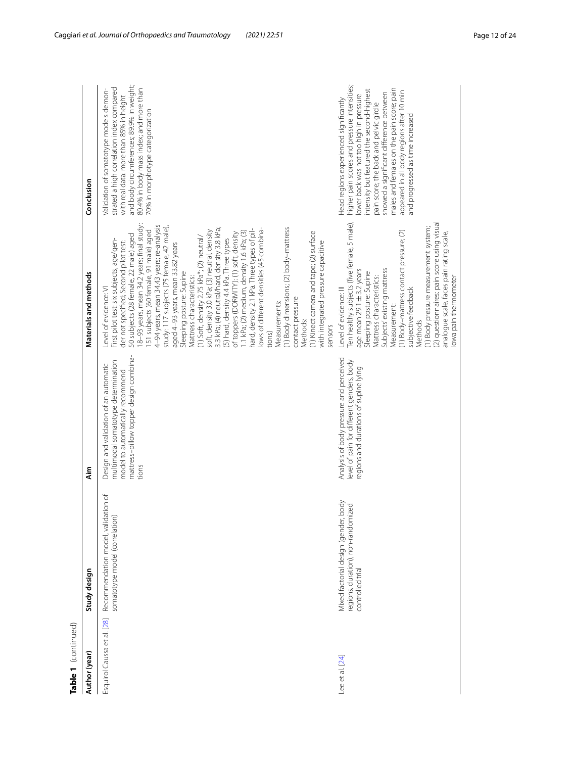**Table 1** (continued)

| Author (year) | Study design | Aim | Materials and methods | Conclusion |
|---|---|---|---|---|
| Esquirol Caussa et al. [28] | Recommendation model, validation of somatotype model (correlation) | Design and validation of an automatic multimodal somatotype determination model to automatically recommend mattress–pillow topper design combinations | Level of evidence: VI<br>First pilot test: six subjects, age/gender not specified; Second pilot test: 50 subjects (28 female, 22 male) aged 18–93 years, mean 34.2 years; final study: 151 subjects (60 female, 91 male) aged 4–94 years, mean 34.43 years; re-analysis study: 117 subjects (75 female, 42 male), aged 4–93 years, mean 33.82 years<br>Sleeping posture: Supine<br>Mattress characteristics:<br>(1) Soft, density 2.75 kPa*; (2) neutral/soft, density 3.0 kPa; (3) neutral, density 3.3 kPa; (4) neutral/hard, density 3.8 kPa; (5) hard, density 4.4 kPa. Three types of toppers (DORMITY): (1) soft, density 1.1 kPa; (2) medium, density 1.6 kPa; (3) hard, density 2.1 kPa. Three types of pillows of different densities (45 combinations)<br>Measurements:<br>(1) Body dimensions; (2) body–mattress contact pressure<br>Methods:<br>(1) Kinect camera and tape; (2) surface with integrated pressure capacitive sensors | Validation of somatotype models demonstrated a high correlation index compared with real data: more than 85% in height and body circumferences; 89.9% in weight; 80.4% in body mass index; and more than 70% in morphotype categorization |
| Lee et al. [24] | Mixed factorial design (gender, body regions, duration), non-randomized controlled trial | Analysis of body pressure and perceived level of pain for different genders, body regions and durations of supine lying | Level of evidence: III<br>Ten healthy subjects (five female, 5 male), age mean 29.1 ± 3.2 years<br>Sleeping posture: Supine<br>Mattress characteristics:<br>Subjects' existing mattress<br>Measurement:<br>(1) Body–mattress contact pressure; (2) subjective feedback<br>Methods<br>(1) Body pressure measurement system; (2) questionnaires: pain score using visual analogue scale, faces pain rating scale, Iowa pain thermometer | Head regions experienced significantly higher pain scores and pressure intensities; lower back was not too high in pressure intensity but featured the second-highest pain score; the back and pelvic girdle showed a significant difference between males and females on the pain score; pain appeared in all body regions after 10 min and progressed as time increased |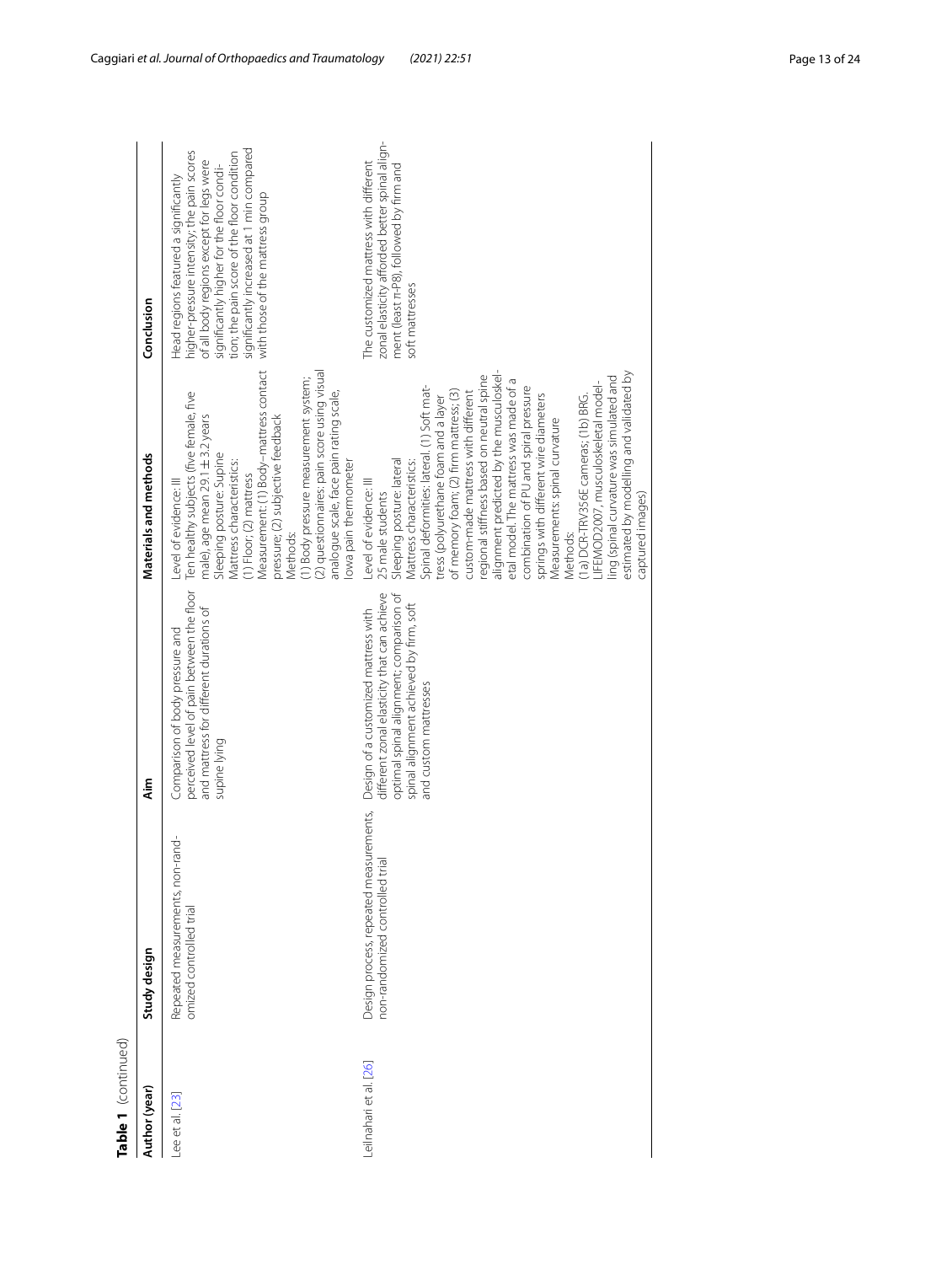**Table 1** (continued)

| Author (year) | Study design | Aim | Materials and methods | Conclusion |
|---|---|---|---|---|
| Lee et al. [23] | Repeated measurements, non-randomized controlled trial | Comparison of body pressure and perceived level of pain between the floor and mattress for different durations of supine lying | Level of evidence: III<br>Ten healthy subjects (five female, five male), age mean 29.1 ± 3.2 years<br>Sleeping posture: Supine<br>Mattress characteristics:<br>(1) Floor; (2) mattress<br>Measurement: (1) Body–mattress contact pressure; (2) subjective feedback<br>Methods:<br>(1) Body pressure measurement system; (2) questionnaires: pain score using visual analogue scale, face pain rating scale, Iowa pain thermometer | Head regions featured a significantly higher-pressure intensity; the pain scores of all body regions except for legs were significantly higher for the floor condition; the pain score of the floor condition significantly increased at 1 min compared with those of the mattress group |
| Leilnahari et al. [26] | Design process, repeated measurements, non-randomized controlled trial | Design of a customized mattress with different zonal elasticity that can achieve optimal spinal alignment; comparison of spinal alignment achieved by firm, soft and custom mattresses | Level of evidence: III<br>25 male students<br>Sleeping posture: lateral<br>Mattress characteristics:<br>Spinal deformities: lateral. (1) Soft mattress (polyurethane foam and a layer of memory foam; (2) firm mattress; (3) custom-made mattress with different regional stiffness based on neutral spine alignment predicted by the musculoskeletal model. The mattress was made of a combination of PU and spiral pressure springs with different wire diameters<br>Measurements: spinal curvature<br>Methods:<br>(1a) DCR-TRV356E cameras; (1b) BRG. LIFEMOD2007, musculoskeletal modelling (spinal curvature was simulated and estimated by modelling and validated by captured images) | The customized mattress with different zonal elasticity afforded better spinal alignment (least π-P8), followed by firm and soft mattresses |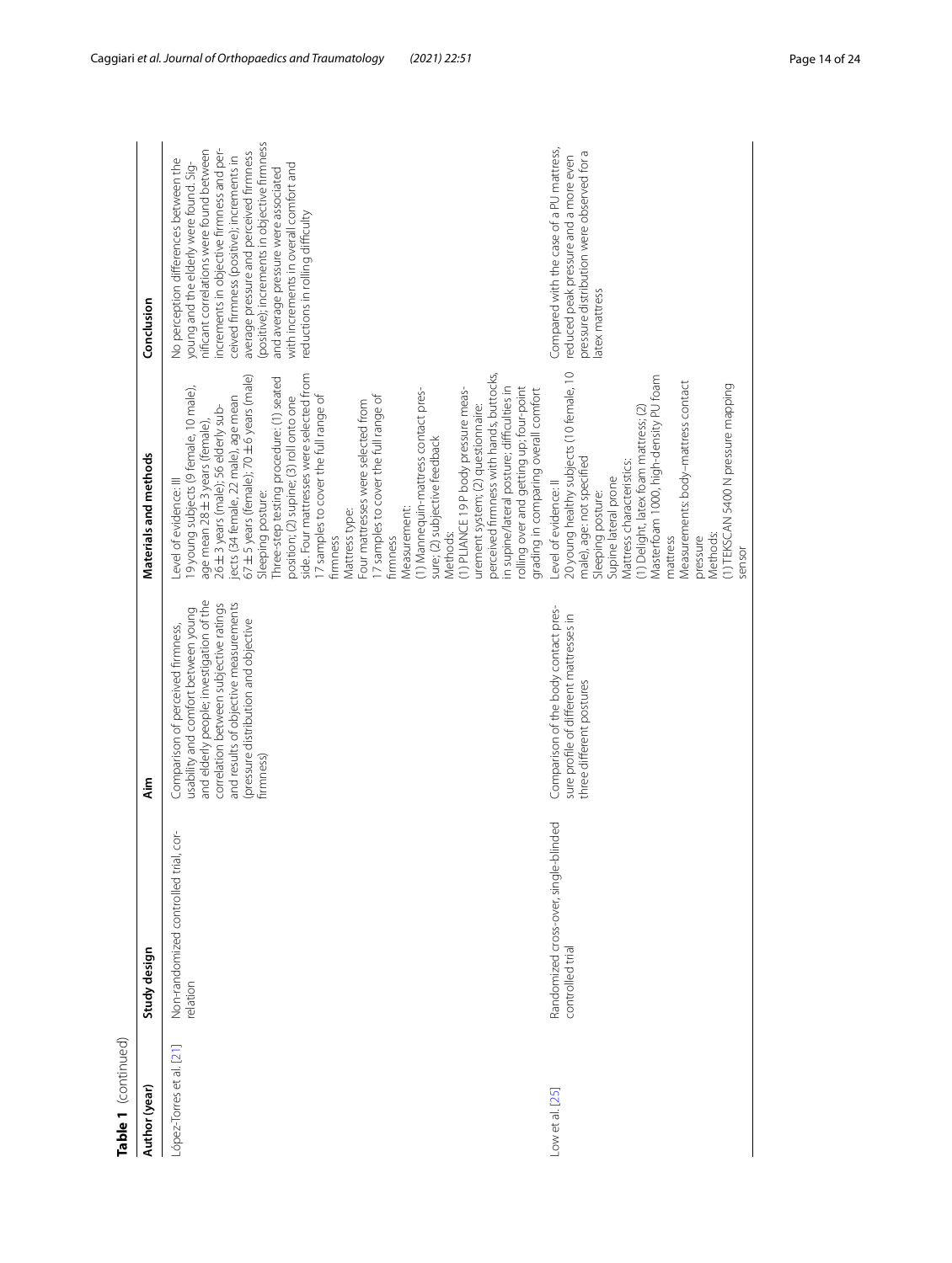**Table 1** (continued)

| Author (year) | Study design | Aim | Materials and methods | Conclusion |
|---|---|---|---|---|
| López-Torres et al. [21] | Non-randomized controlled trial, correlation | Comparison of perceived firmness, usability and comfort between young and elderly people; investigation of the correlation between subjective ratings and results of objective measurements (pressure distribution and objective firmness) | Level of evidence: II<br>19 young subjects (9 female, 10 male), age mean 28 ± 3 years (female), 26 ± 3 years (male); 56 elderly subjects (34 female, 22 male), age mean 67 ± 5 years (female); 70 ± 6 years (male)<br>Sleeping posture:<br>Three-step testing procedure: (1) seated position; (2) supine; (3) roll onto one side. Four mattresses were selected from 17 samples to cover the full range of firmness<br>Mattress type:<br>Four mattresses were selected from 17 samples to cover the full range of firmness<br>Measurement:<br>(1) Mannequin-mattress contact pressure; (2) subjective feedback<br>Methods:<br>(1) PLIANCE 19 P body pressure measurement system; (2) questionnaire: perceived firmness with hands, buttocks, in supine/lateral posture; difficulties in rolling over and getting up; four-point grading in comparing overall comfort | No perception differences between the young and the elderly were found. Significant correlations were found between increments in objective firmness and perceived firmness (positive); increments in average pressure and perceived firmness (positive); increments in objective firmness and average pressure were associated with increments in overall comfort and reductions in rolling difficulty |
| Low et al. [25] | Randomized cross-over, single-blinded controlled trial | Comparison of the body contact pressure profile of different mattresses in three different postures | Level of evidence: II<br>20 young healthy subjects (10 female, 10 male), age: not specified<br>Sleeping posture:<br>Supine lateral prone<br>Mattress characteristics:<br>(1) Delight, latex foam mattress; (2) Masterfoam 1000, high-density PU foam mattress<br>Measurements: body–mattress contact pressure<br>Methods:<br>(1) TEKSCAN 5400 N pressure mapping sensor | Compared with the case of a PU mattress, reduced peak pressure and a more even pressure distribution were observed for a latex mattress |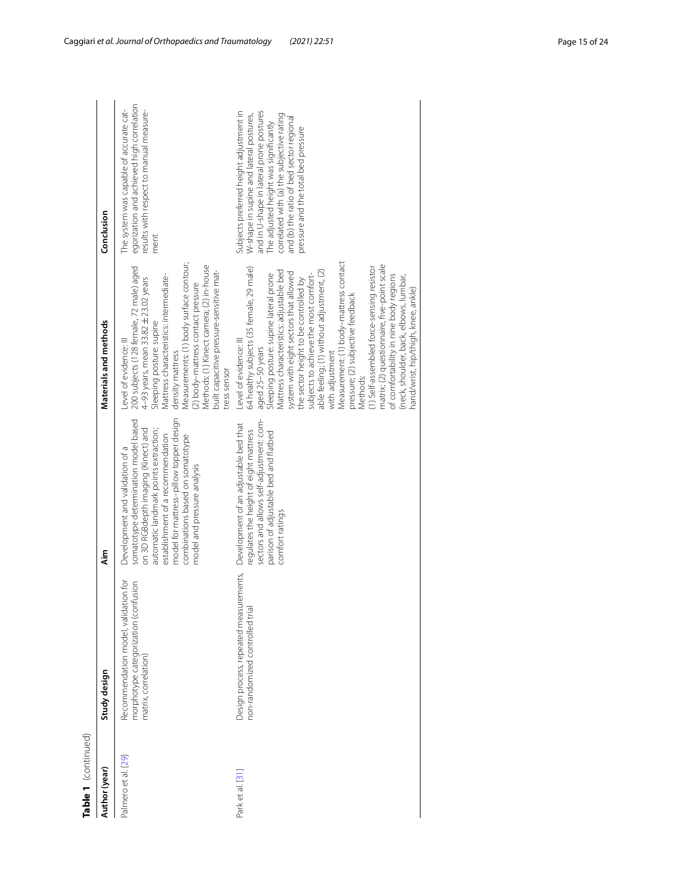**Table 1** (continued)

| Author (year) | Study design | Aim | Materials and methods | Conclusion |
|---|---|---|---|---|
| Palmero et al. [29] | Recommendation model, validation for morphotype categorization (confusion matrix, correlation) | Development and validation of a somatotype determination model based on 3D RGBdepth imaging (Kinect) and automatic landmark points extraction; establishment of a recommendation model for mattress–pillow topper design combinations based on somatotype model and pressure analysis | Level of evidence: III<br>200 subjects (128 female, 72 male) aged 4–93 years, mean 33.82 ± 23.02 years<br>Sleeping posture: supine<br>Mattress characteristics: intermediate-density mattress<br>Measurements: (1) body surface contour; (2) body–mattress contact pressure<br>Methods: (1) Kinect camera; (2) in-house built capacitive pressure-sensitive mattress sensor | The system was capable of accurate categorization and achieved high correlation results with respect to manual measurement |
| Park et al. [31] | Design process, repeated measurements, non-randomized controlled trial | Development of an adjustable bed that regulates the height of eight mattress sectors and allows self-adjustment: comparison of adjustable bed and flatbed comfort ratings | Level of evidence: III<br>64 healthy subjects (35 female, 29 male) aged 25–50 years<br>Sleeping posture: supine lateral prone<br>Mattress characteristics: adjustable bed system with eight sectors that allowed the sector height to be controlled by subjects to achieve the most comfortable feeling: (1) without adjustment, (2) with adjustment<br>Measurement: (1) body–mattress contact pressure; (2) subjective feedback<br>Methods:<br>(1) Self-assembled force-sensing resistor matrix; (2) questionnaire, five-point scale of comfortability in nine body regions (neck, shoulder, back, elbows, lumbar, hand/wrist, hip/thigh, knee, ankle) | Subjects preferred height adjustment in W-shape in supine and lateral postures, and in U-shape in lateral prone postures<br>The adjusted height was significantly correlated with (a) the subjective rating and (b) the ratio of bed sector regional pressure and the total bed pressure |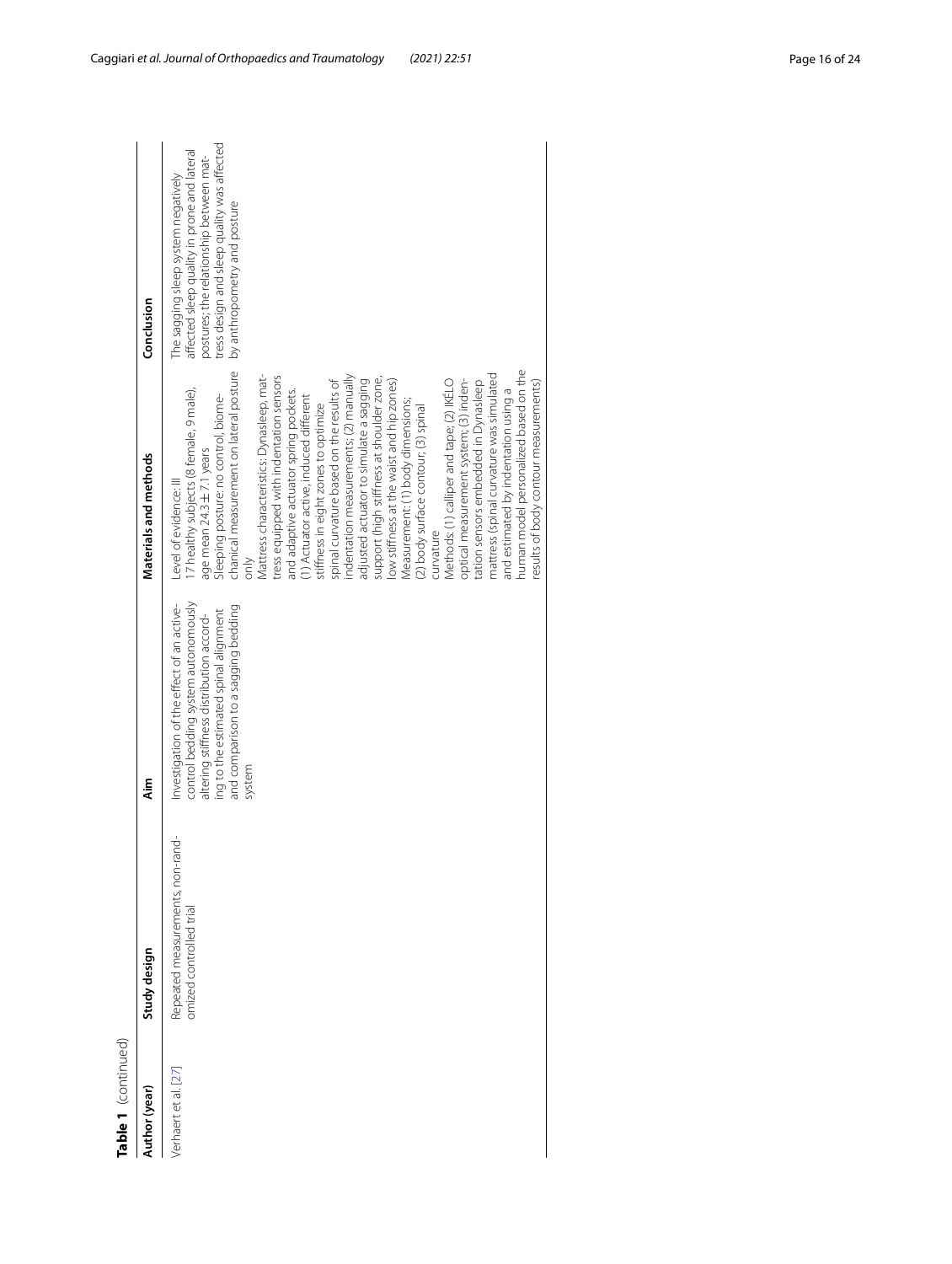**Table 1** (continued)

| Author (year) | Study design | Aim | Materials and methods | Conclusion |
|---|---|---|---|---|
| Verhaert et al. [27] | Repeated measurements, non-randomized controlled trial | Investigation of the effect of an active-control bedding system autonomously altering stiffness distribution according to the estimated spinal alignment and comparison to a sagging bedding system | Level of evidence: III<br>17 healthy subjects (8 female, 9 male), age mean 24.3 ± 7.1 years<br>Sleeping posture: no control, biomechanical measurement on lateral posture only<br>Mattress characteristics: Dynasleep, mattress equipped with indentation sensors and adaptive actuator spring pockets. (1) Actuator active, induced different stiffness in eight zones to optimize spinal curvature based on the results of indentation measurements; (2) manually adjusted actuator to simulate a sagging support (high stiffness at shoulder zone, low stiffness at the waist and hip zones)<br>Measurement: (1) body dimensions; (2) body surface contour; (3) spinal curvature<br>Methods: (1) calliper and tape; (2) IKÉLO optical measurement system; (3) indentation sensors embedded in Dynasleep mattress (spinal curvature was simulated and estimated by indentation using a human model personalized based on the results of body contour measurements) | The sagging sleep system negatively affected sleep quality in prone and lateral postures; the relationship between mattress design and sleep quality was affected by anthropometry and posture |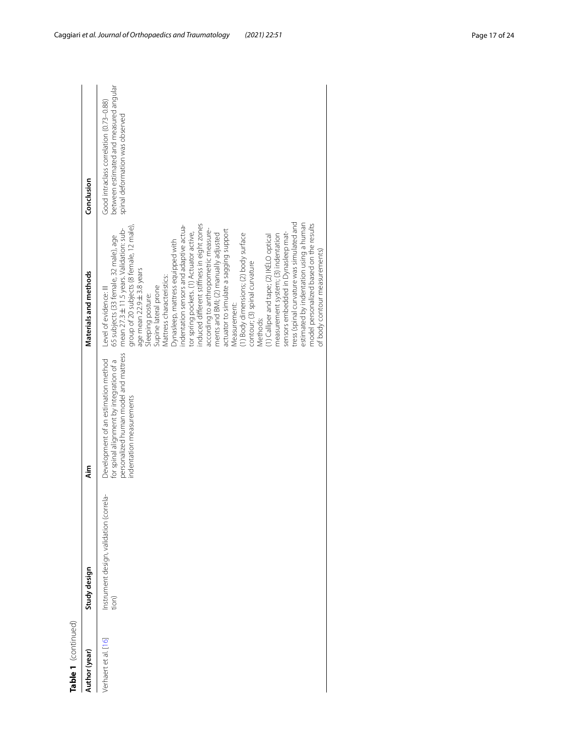**Table 1** (continued)

| Author (year) | Study design | Aim | Materials and methods | Conclusion |
|---|---|---|---|---|
| Verhaert et al. [16] | Instrument design, validation (correlation) | Development of an estimation method for spinal alignment by integration of a personalized human model and mattress indentation measurements | Level of evidence: III<br>65 subjects (33 female, 32 male), age mean 27.3 ± 11.5 years. Validation: subgroup of 20 subjects (8 female, 12 male), age mean 22.9 ± 3.8 years<br>Sleeping posture:<br>Supine lateral prone<br>Mattress characteristics:<br>Dynasleep, mattress equipped with indentation sensors and adaptive actuator for spring pockets. (1) Actuator active, induced different stiffness in eight zones according to anthropometric measurements and BMI; (2) manually adjusted actuator to simulate a sagging support<br>Measurement:<br>(1) Body dimensions; (2) body surface contour; (3) spinal curvature<br>Methods:<br>(1) Calliper and tape; (2) IKÉLO optical measurement system; (3) indentation sensors embedded in Dynasleep mattress (spinal curvature was simulated and estimated by indentation using a human model personalized based on the results of body contour measurements) | Good intraclass correlation (0.73–0.88) between estimated and measured angular spinal deformation was observed |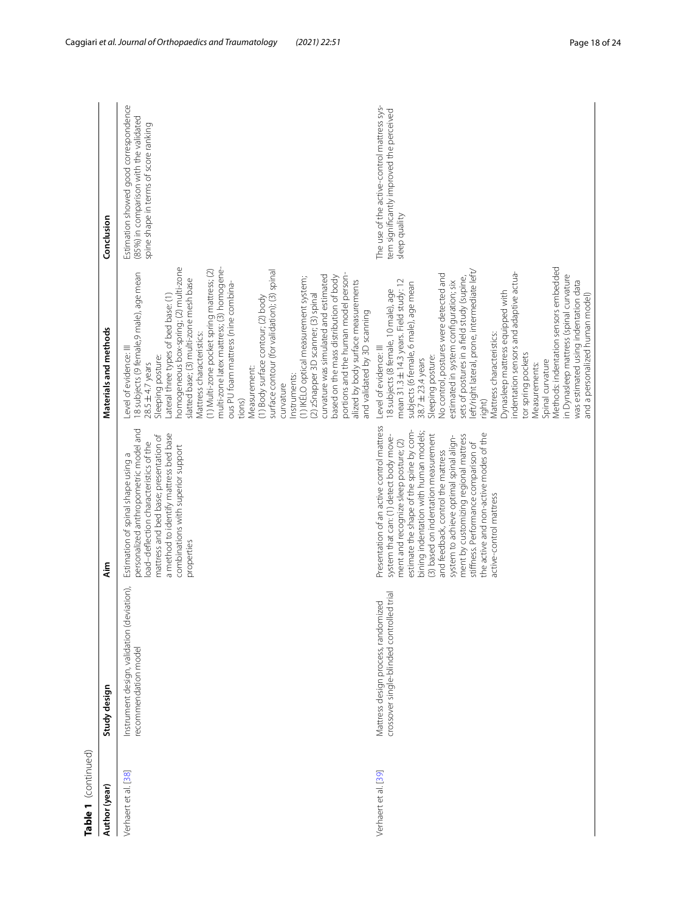**Table 1** (continued)

| Author (year) | Study design | Aim | Materials and methods | Conclusion |
|---|---|---|---|---|
| Verhaert et al. [38] | Instrument design, validation (deviation), recommendation model | Estimation of spinal shape using a personalized anthropometric model and load–deflection characteristics of the mattress and bed base; presentation of a method to identify mattress bed base combinations with superior support properties | Level of evidence: III<br>18 subjects (9 female,9 male), age mean 28.5 ± 4.7 years<br>Sleeping posture:<br>Lateral three types of bed base: (1) homogeneous box-spring; (2) multi-zone slatted base; (3) multi-zone mesh base<br>Mattress characteristics:<br>(1) Multi-zone pocket spring mattress; (2) multi-zone latex mattress; (3) homogeneous PU foam mattress (nine combinations)<br>Measurement:<br>(1) Body surface contour; (2) body surface contour (for validation); (3) spinal curvature<br>Instruments:<br>(1) IKELO optical measurement system; (2) zSnapper 3D scanner; (3) spinal curvature was simulated and estimated based on the mass distribution of body portions and the human model personalized by body surface measurements and validated by 3D scanning | Estimation showed good correspondence (85%) in comparison with the validated spine shape in terms of score ranking |
| Verhaert et al. [39] | Mattress design process, randomized crossover single-blinded controlled trial | Presentation of an active control mattress system that can: (1) detect body movement and recognize sleep posture; (2) estimate the shape of the spine by combining indentation with human models; (3) based on indentation measurement and feedback, control the mattress system to achieve optimal spinal alignment by customizing regional mattress stiffness. Performance comparison of the active and non-active modes of the active-control mattress | Level of evidence: III<br>18 subjects (8 female, 10 male), age mean 31.3 ± 14.3 years. Field study: 12 subjects (6 female, 6 male), age mean 38.7 ± 23.4 years<br>Sleeping posture:<br>No control, postures were detected and estimated in system configuration; six sets of postures in a field study (supine, left/right lateral, prone, intermediate left/right)<br>Mattress characteristics:<br>Dynasleep mattress equipped with indentation sensors and adaptive actuator spring pockets<br>Measurements:<br>Spinal curvature<br>Methods: indentation sensors embedded in Dynasleep mattress (spinal curvature was estimated using indentation data and a personalized human model) | The use of the active-control mattress system significantly improved the perceived sleep quality |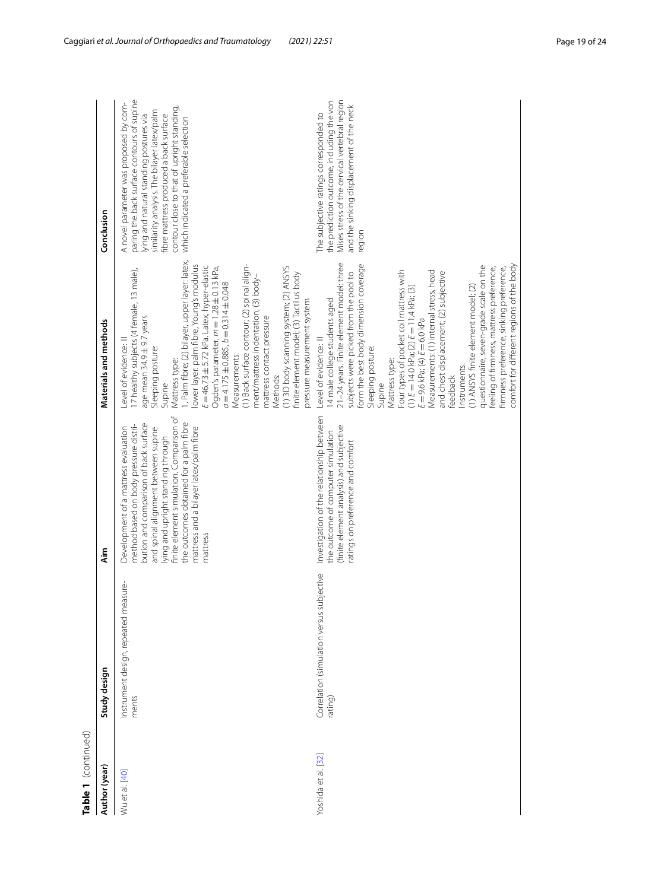**Table 1** (continued)

| Author (year) | Study design | Aim | Materials and methods | Conclusion |
|---|---|---|---|---|
| Wu et al. [40] | Instrument design, repeated measurements | Development of a mattress evaluation method based on body pressure distribution and comparison of back surface and spinal alignment between supine lying and upright standing through finite element simulation. Comparison of the outcomes obtained for a palm fibre mattress and a bilayer latex/palm fibre mattress | Level of evidence: III<br>17 healthy subjects (4 female, 13 male), age mean 34.9 ± 9.7 years<br>Sleeping posture:<br>Supine<br>Mattress type:<br>1. Palm fibre; (2) bilayer, upper layer: latex, lower layer: palm fibre, Young's modulus $E = 46.73 \pm 5.72$ kPa. Latex, hyper-elastic Ogden's parameter, $m = 1.28 \pm 0.13$ kPa, $a = 4.175 \pm 0.885$, $b = 0.314 \pm 0.048$<br>Measurements:<br>(1) Back surface contour; (2) spinal alignment/mattress indentation; (3) body–mattress contact pressure<br>Methods:<br>(1) 3D body scanning system; (2) ANSYS finite element model; (3) Tactilus body pressure measurement system | A novel parameter was proposed by comparing the back surface contours of supine lying and natural standing postures via similarity analysis. The bilayer latex/palm fibre mattress produced a back surface contour close to that of upright standing, which indicated a preferable selection |
| Yoshida et al. [32] | Correlation (simulation versus subjective rating) | Investigation of the relationship between the outcome of computer simulation (finite element analysis) and subjective ratings on preference and comfort | Level of evidence: III<br>14 male college students aged 21–24 years. Finite element model: three subjects were picked from the pool to form the best body dimension coverage<br>Sleeping posture:<br>Supine<br>Mattress type:<br>Four types of pocket coil mattress with (1) $E = 14.0$ kPa; (2) $E = 11.4$ kPa; (3) $E = 9.6$ kPa; (4) $E = 6.0$ kPa<br>Measurements: (1) internal stress, head and chest displacement; (2) subjective feedback<br>Instruments:<br>(1) ANSYS finite element model; (2) questionnaire, seven-grade scale on the feeling of firmness, mattress preference, firmness preference, sinking preference, comfort for different regions of the body | The subjective ratings corresponded to the prediction outcome, including the von Mises stress of the cervical vertebral region and the sinking displacement of the neck region |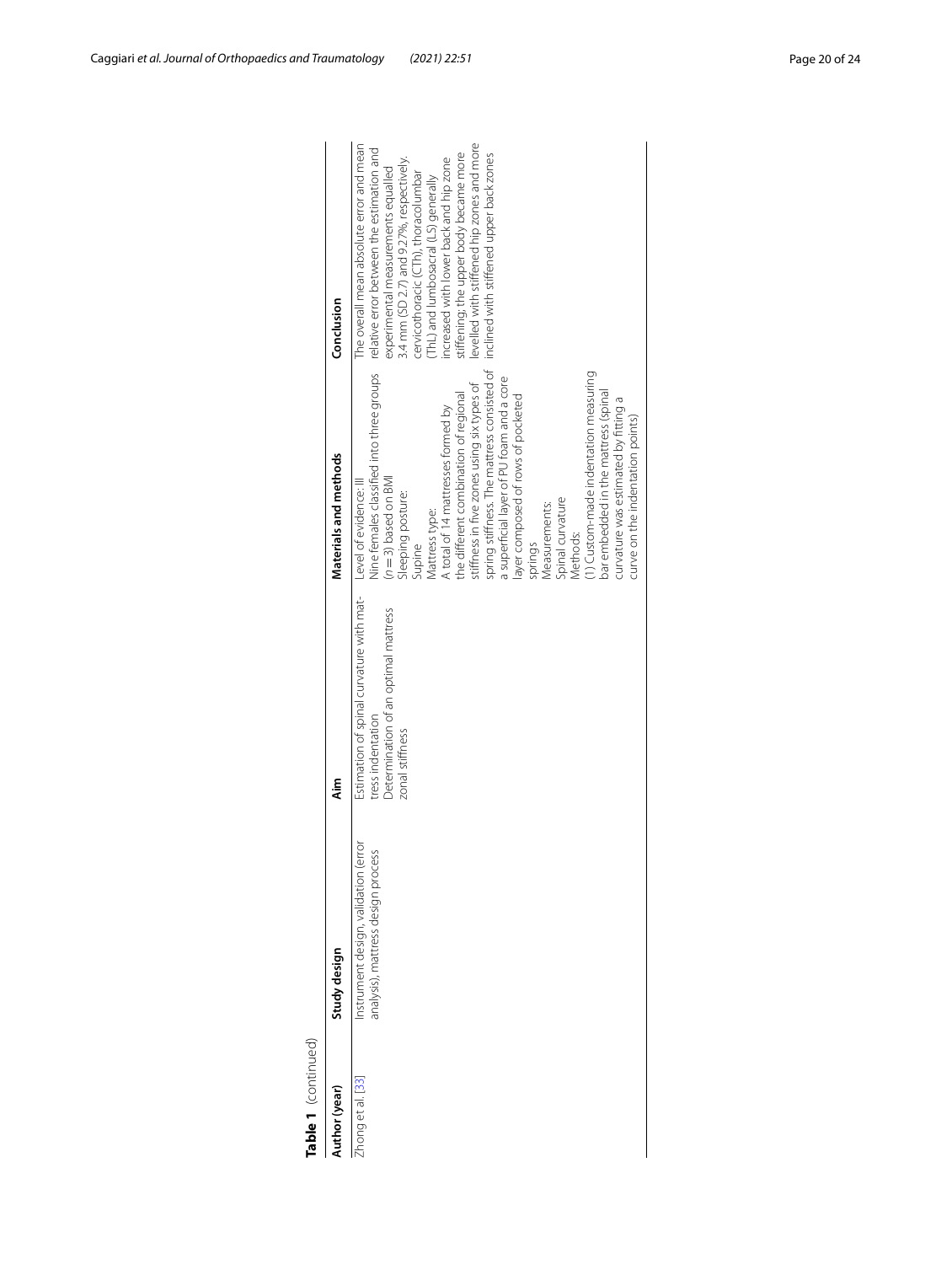**Table 1** (continued)

| Author (year) | Study design | Aim | Materials and methods | Conclusion |
|---|---|---|---|---|
| Zhong et al. [33] | Instrument design, validation (error analysis), mattress design process | Estimation of spinal curvature with mattress indentation<br>Determination of an optimal mattress zonal stiffness | Level of evidence: III<br>Nine females classified into three groups ($n = 3$) based on BMI<br>Sleeping posture:<br>Supine<br>Mattress type:<br>A total of 14 mattresses formed by the different combination of regional stiffness in five zones using six types of spring stiffness. The mattress consisted of a superficial layer of PU foam and a core layer composed of rows of pocketed springs<br>Measurements:<br>Spinal curvature<br>Methods:<br>(1) Custom-made indentation measuring bar embedded in the mattress (spinal curvature was estimated by fitting a curve on the indentation points) | The overall mean absolute error and mean relative error between the estimation and experimental measurements equalled 3.4 mm (SD 2.7) and 9.27%, respectively.<br>cervicothoracic (CTh), thoracolumbar (ThL) and lumbosacral (LS) generally increased with lower back and hip zone stiffening; the upper body became more levelled with stiffened hip zones and more inclined with stiffened upper back zones |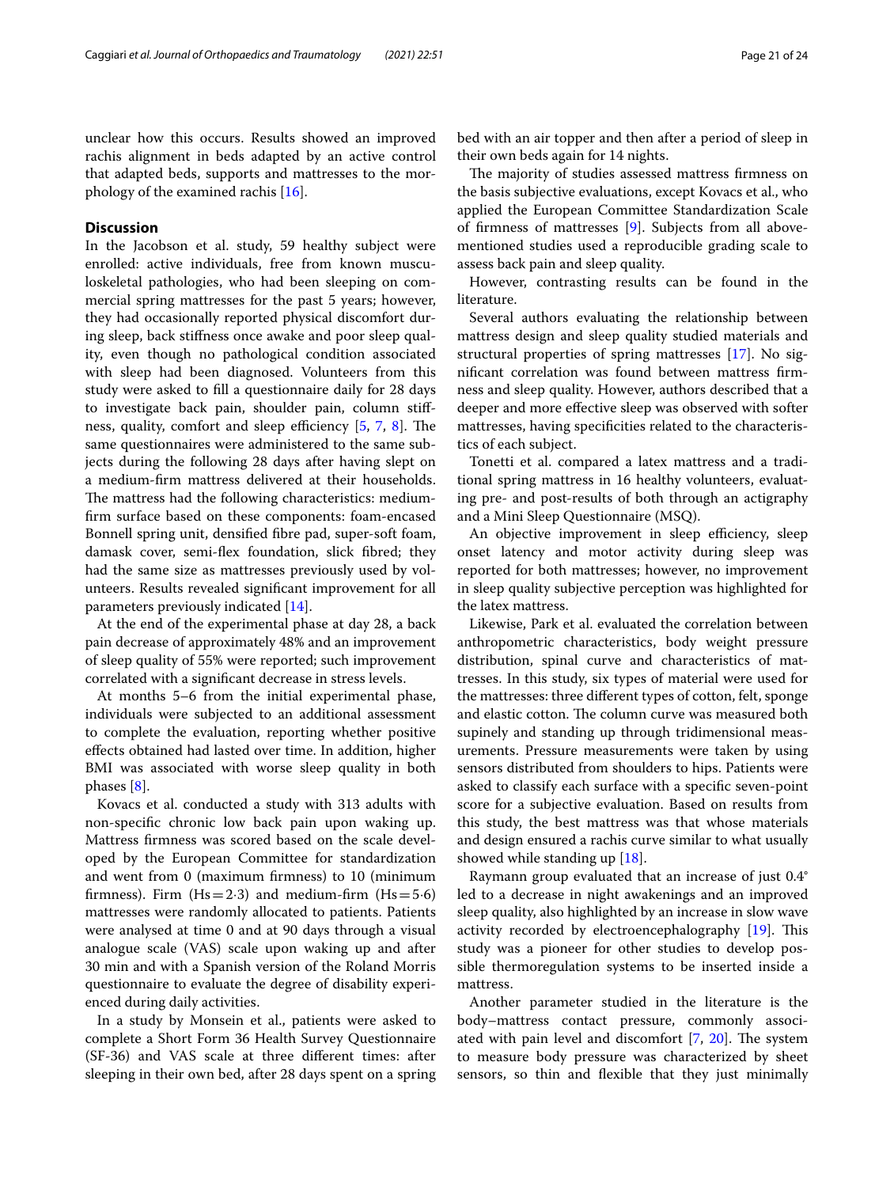unclear how this occurs. Results showed an improved rachis alignment in beds adapted by an active control that adapted beds, supports and mattresses to the morphology of the examined rachis [16].

## Discussion

In the Jacobson et al. study, 59 healthy subject were enrolled: active individuals, free from known musculoskeletal pathologies, who had been sleeping on commercial spring mattresses for the past 5 years; however, they had occasionally reported physical discomfort during sleep, back stiffness once awake and poor sleep quality, even though no pathological condition associated with sleep had been diagnosed. Volunteers from this study were asked to fill a questionnaire daily for 28 days to investigate back pain, shoulder pain, column stiffness, quality, comfort and sleep efficiency [5, 7, 8]. The same questionnaires were administered to the same subjects during the following 28 days after having slept on a medium-firm mattress delivered at their households. The mattress had the following characteristics: medium-firm surface based on these components: foam-encased Bonnell spring unit, densified fibre pad, super-soft foam, damask cover, semi-flex foundation, slick fibred; they had the same size as mattresses previously used by volunteers. Results revealed significant improvement for all parameters previously indicated [14].

At the end of the experimental phase at day 28, a back pain decrease of approximately 48% and an improvement of sleep quality of 55% were reported; such improvement correlated with a significant decrease in stress levels.

At months 5–6 from the initial experimental phase, individuals were subjected to an additional assessment to complete the evaluation, reporting whether positive effects obtained had lasted over time. In addition, higher BMI was associated with worse sleep quality in both phases [8].

Kovacs et al. conducted a study with 313 adults with non-specific chronic low back pain upon waking up. Mattress firmness was scored based on the scale developed by the European Committee for standardization and went from 0 (maximum firmness) to 10 (minimum firmness). Firm (Hs = 2·3) and medium-firm (Hs = 5·6) mattresses were randomly allocated to patients. Patients were analysed at time 0 and at 90 days through a visual analogue scale (VAS) scale upon waking up and after 30 min and with a Spanish version of the Roland Morris questionnaire to evaluate the degree of disability experienced during daily activities.

In a study by Monsein et al., patients were asked to complete a Short Form 36 Health Survey Questionnaire (SF-36) and VAS scale at three different times: after sleeping in their own bed, after 28 days spent on a spring bed with an air topper and then after a period of sleep in their own beds again for 14 nights.

The majority of studies assessed mattress firmness on the basis subjective evaluations, except Kovacs et al., who applied the European Committee Standardization Scale of firmness of mattresses [9]. Subjects from all above-mentioned studies used a reproducible grading scale to assess back pain and sleep quality.

However, contrasting results can be found in the literature.

Several authors evaluating the relationship between mattress design and sleep quality studied materials and structural properties of spring mattresses [17]. No significant correlation was found between mattress firmness and sleep quality. However, authors described that a deeper and more effective sleep was observed with softer mattresses, having specificities related to the characteristics of each subject.

Tonetti et al. compared a latex mattress and a traditional spring mattress in 16 healthy volunteers, evaluating pre- and post-results of both through an actigraphy and a Mini Sleep Questionnaire (MSQ).

An objective improvement in sleep efficiency, sleep onset latency and motor activity during sleep was reported for both mattresses; however, no improvement in sleep quality subjective perception was highlighted for the latex mattress.

Likewise, Park et al. evaluated the correlation between anthropometric characteristics, body weight pressure distribution, spinal curve and characteristics of mattresses. In this study, six types of material were used for the mattresses: three different types of cotton, felt, sponge and elastic cotton. The column curve was measured both supinely and standing up through tridimensional measurements. Pressure measurements were taken by using sensors distributed from shoulders to hips. Patients were asked to classify each surface with a specific seven-point score for a subjective evaluation. Based on results from this study, the best mattress was that whose materials and design ensured a rachis curve similar to what usually showed while standing up [18].

Raymann group evaluated that an increase of just 0.4° led to a decrease in night awakenings and an improved sleep quality, also highlighted by an increase in slow wave activity recorded by electroencephalography [19]. This study was a pioneer for other studies to develop possible thermoregulation systems to be inserted inside a mattress.

Another parameter studied in the literature is the body–mattress contact pressure, commonly associated with pain level and discomfort [7, 20]. The system to measure body pressure was characterized by sheet sensors, so thin and flexible that they just minimally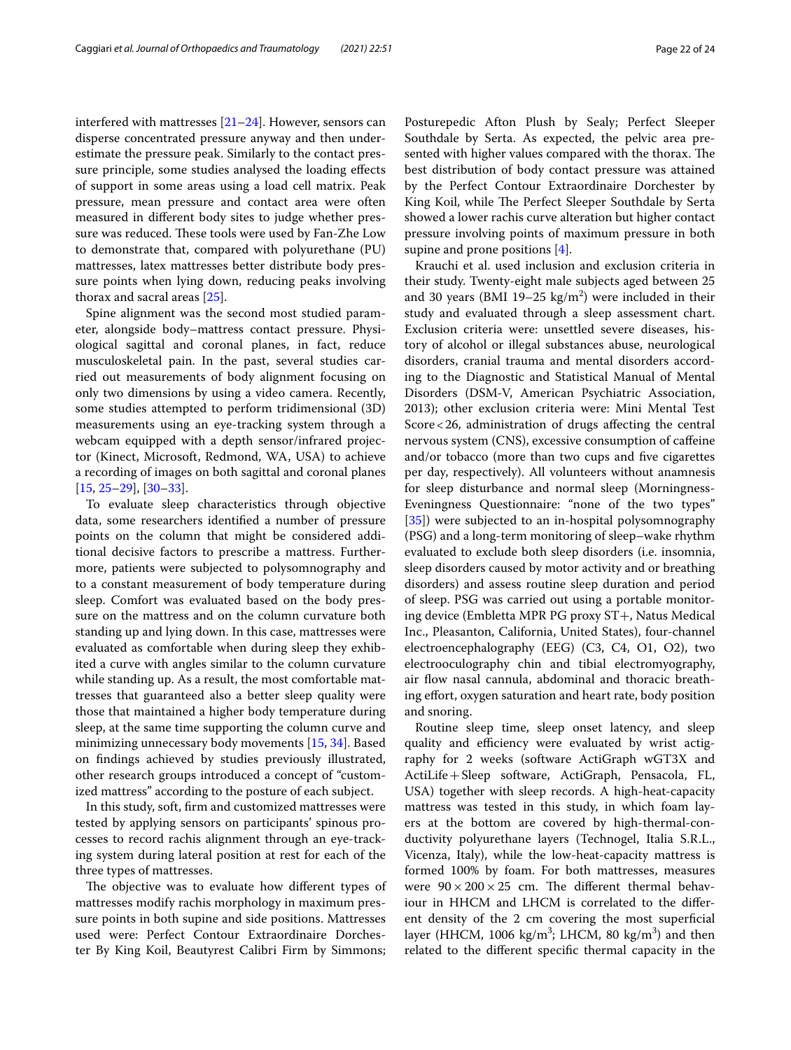interfered with mattresses [21–24]. However, sensors can disperse concentrated pressure anyway and then underestimate the pressure peak. Similarly to the contact pressure principle, some studies analysed the loading effects of support in some areas using a load cell matrix. Peak pressure, mean pressure and contact area were often measured in different body sites to judge whether pressure was reduced. These tools were used by Fan-Zhe Low to demonstrate that, compared with polyurethane (PU) mattresses, latex mattresses better distribute body pressure points when lying down, reducing peaks involving thorax and sacral areas [25].

Spine alignment was the second most studied parameter, alongside body–mattress contact pressure. Physiological sagittal and coronal planes, in fact, reduce musculoskeletal pain. In the past, several studies carried out measurements of body alignment focusing on only two dimensions by using a video camera. Recently, some studies attempted to perform tridimensional (3D) measurements using an eye-tracking system through a webcam equipped with a depth sensor/infrared projector (Kinect, Microsoft, Redmond, WA, USA) to achieve a recording of images on both sagittal and coronal planes [15, 25–29], [30–33].

To evaluate sleep characteristics through objective data, some researchers identified a number of pressure points on the column that might be considered additional decisive factors to prescribe a mattress. Furthermore, patients were subjected to polysomnography and to a constant measurement of body temperature during sleep. Comfort was evaluated based on the body pressure on the mattress and on the column curvature both standing up and lying down. In this case, mattresses were evaluated as comfortable when during sleep they exhibited a curve with angles similar to the column curvature while standing up. As a result, the most comfortable mattresses that guaranteed also a better sleep quality were those that maintained a higher body temperature during sleep, at the same time supporting the column curve and minimizing unnecessary body movements [15, 34]. Based on findings achieved by studies previously illustrated, other research groups introduced a concept of "customized mattress" according to the posture of each subject.

In this study, soft, firm and customized mattresses were tested by applying sensors on participants' spinous processes to record rachis alignment through an eye-tracking system during lateral position at rest for each of the three types of mattresses.

The objective was to evaluate how different types of mattresses modify rachis morphology in maximum pressure points in both supine and side positions. Mattresses used were: Perfect Contour Extraordinaire Dorchester By King Koil, Beautyrest Calibri Firm by Simmons; Posturepedic Afton Plush by Sealy; Perfect Sleeper Southdale by Serta. As expected, the pelvic area presented with higher values compared with the thorax. The best distribution of body contact pressure was attained by the Perfect Contour Extraordinaire Dorchester by King Koil, while The Perfect Sleeper Southdale by Serta showed a lower rachis curve alteration but higher contact pressure involving points of maximum pressure in both supine and prone positions [4].

Krauchi et al. used inclusion and exclusion criteria in their study. Twenty-eight male subjects aged between 25 and 30 years (BMI 19–25 kg/m$^2$) were included in their study and evaluated through a sleep assessment chart. Exclusion criteria were: unsettled severe diseases, history of alcohol or illegal substances abuse, neurological disorders, cranial trauma and mental disorders according to the Diagnostic and Statistical Manual of Mental Disorders (DSM-V, American Psychiatric Association, 2013); other exclusion criteria were: Mini Mental Test Score < 26, administration of drugs affecting the central nervous system (CNS), excessive consumption of caffeine and/or tobacco (more than two cups and five cigarettes per day, respectively). All volunteers without anamnesis for sleep disturbance and normal sleep (Morningness-Eveningness Questionnaire: "none of the two types" [35]) were subjected to an in-hospital polysomnography (PSG) and a long-term monitoring of sleep–wake rhythm evaluated to exclude both sleep disorders (i.e. insomnia, sleep disorders caused by motor activity and or breathing disorders) and assess routine sleep duration and period of sleep. PSG was carried out using a portable monitoring device (Embletta MPR PG proxy ST+, Natus Medical Inc., Pleasanton, California, United States), four-channel electroencephalography (EEG) (C3, C4, O1, O2), two electrooculography chin and tibial electromyography, air flow nasal cannula, abdominal and thoracic breathing effort, oxygen saturation and heart rate, body position and snoring.

Routine sleep time, sleep onset latency, and sleep quality and efficiency were evaluated by wrist actigraphy for 2 weeks (software ActiGraph wGT3X and ActiLife + Sleep software, ActiGraph, Pensacola, FL, USA) together with sleep records. A high-heat-capacity mattress was tested in this study, in which foam layers at the bottom are covered by high-thermal-conductivity polyurethane layers (Technogel, Italia S.R.L., Vicenza, Italy), while the low-heat-capacity mattress is formed 100% by foam. For both mattresses, measures were $90 \times 200 \times 25$ cm. The different thermal behaviour in HHCM and LHCM is correlated to the different density of the 2 cm covering the most superficial layer (HHCM, 1006 kg/m$^3$; LHCM, 80 kg/m$^3$) and then related to the different specific thermal capacity in the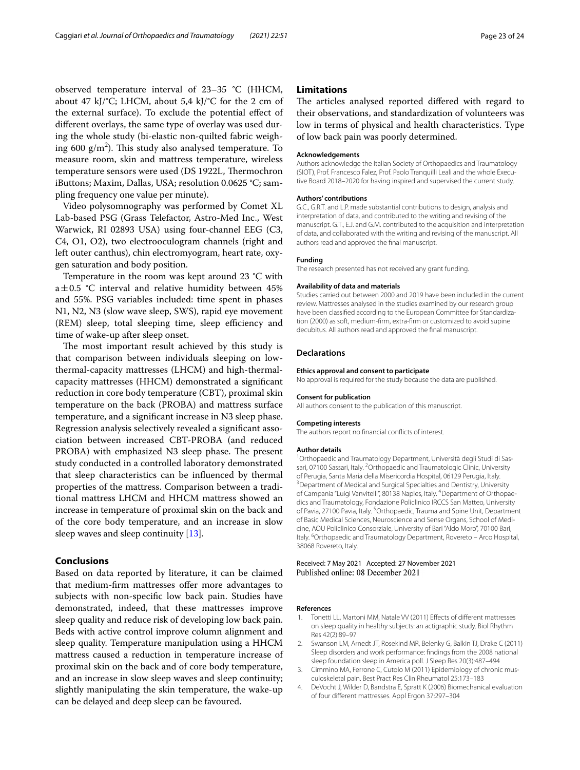observed temperature interval of 23–35 °C (HHCM, about 47 kJ/°C; LHCM, about 5,4 kJ/°C for the 2 cm of the external surface). To exclude the potential effect of different overlays, the same type of overlay was used during the whole study (bi-elastic non-quilted fabric weighing 600 g/m$^2$). This study also analysed temperature. To measure room, skin and mattress temperature, wireless temperature sensors were used (DS 1922L, Thermochron iButtons; Maxim, Dallas, USA; resolution 0.0625 °C; sampling frequency one value per minute).

Video polysomnography was performed by Comet XL Lab-based PSG (Grass Telefactor, Astro-Med Inc., West Warwick, RI 02893 USA) using four-channel EEG (C3, C4, O1, O2), two electrooculogram channels (right and left outer canthus), chin electromyogram, heart rate, oxygen saturation and body position.

Temperature in the room was kept around 23 °C with a ± 0.5 °C interval and relative humidity between 45% and 55%. PSG variables included: time spent in phases N1, N2, N3 (slow wave sleep, SWS), rapid eye movement (REM) sleep, total sleeping time, sleep efficiency and time of wake-up after sleep onset.

The most important result achieved by this study is that comparison between individuals sleeping on low-thermal-capacity mattresses (LHCM) and high-thermal-capacity mattresses (HHCM) demonstrated a significant reduction in core body temperature (CBT), proximal skin temperature on the back (PROBA) and mattress surface temperature, and a significant increase in N3 sleep phase. Regression analysis selectively revealed a significant association between increased CBT-PROBA (and reduced PROBA) with emphasized N3 sleep phase. The present study conducted in a controlled laboratory demonstrated that sleep characteristics can be influenced by thermal properties of the mattress. Comparison between a traditional mattress LHCM and HHCM mattress showed an increase in temperature of proximal skin on the back and of the core body temperature, and an increase in slow sleep waves and sleep continuity [13].

## Conclusions

Based on data reported by literature, it can be claimed that medium-firm mattresses offer more advantages to subjects with non-specific low back pain. Studies have demonstrated, indeed, that these mattresses improve sleep quality and reduce risk of developing low back pain. Beds with active control improve column alignment and sleep quality. Temperature manipulation using a HHCM mattress caused a reduction in temperature increase of proximal skin on the back and of core body temperature, and an increase in slow sleep waves and sleep continuity; slightly manipulating the skin temperature, the wake-up can be delayed and deep sleep can be favoured.

## Limitations

The articles analysed reported differed with regard to their observations, and standardization of volunteers was low in terms of physical and health characteristics. Type of low back pain was poorly determined.

#### Acknowledgements

Authors acknowledge the Italian Society of Orthopaedics and Traumatology (SIOT), Prof. Francesco Falez, Prof. Paolo Tranquilli Leali and the whole Executive Board 2018–2020 for having inspired and supervised the current study.

#### Authors' contributions

G.C., G.R.T. and L.P. made substantial contributions to design, analysis and interpretation of data, and contributed to the writing and revising of the manuscript. G.T., E.J. and G.M. contributed to the acquisition and interpretation of data, and collaborated with the writing and revising of the manuscript. All authors read and approved the final manuscript.

#### Funding

The research presented has not received any grant funding.

#### Availability of data and materials

Studies carried out between 2000 and 2019 have been included in the current review. Mattresses analysed in the studies examined by our research group have been classified according to the European Committee for Standardization (2000) as soft, medium-firm, extra-firm or customized to avoid supine decubitus. All authors read and approved the final manuscript.

## Declarations

#### Ethics approval and consent to participate

No approval is required for the study because the data are published.

#### Consent for publication

All authors consent to the publication of this manuscript.

#### Competing interests

The authors report no financial conflicts of interest.

#### Author details

[1]Orthopaedic and Traumatology Department, Università degli Studi di Sassari, 07100 Sassari, Italy. [2]Orthopaedic and Traumatologic Clinic, University of Perugia, Santa Maria della Misericordia Hospital, 06129 Perugia, Italy. [3]Department of Medical and Surgical Specialties and Dentistry, University of Campania "Luigi Vanvitelli", 80138 Naples, Italy. [4]Department of Orthopaedics and Traumatology, Fondazione Policlinico IRCCS San Matteo, University of Pavia, 27100 Pavia, Italy. [5]Orthopaedic, Trauma and Spine Unit, Department of Basic Medical Sciences, Neuroscience and Sense Organs, School of Medicine, AOU Policlinico Consorziale, University of Bari "Aldo Moro", 70100 Bari, Italy. [6]Orthopaedic and Traumatology Department, Rovereto – Arco Hospital, 38068 Rovereto, Italy.

Received: 7 May 2021 Accepted: 27 November 2021
Published online: 08 December 2021

#### References

1. Tonetti LL, Martoni MM, Natale VV (2011) Effects of different mattresses on sleep quality in healthy subjects: an actigraphic study. Biol Rhythm Res 42(2):89–97
2. Swanson LM, Arnedt JT, Rosekind MR, Belenky G, Balkin TJ, Drake C (2011) Sleep disorders and work performance: findings from the 2008 national sleep foundation sleep in America poll. J Sleep Res 20(3):487–494
3. Cimmino MA, Ferrone C, Cutolo M (2011) Epidemiology of chronic musculoskeletal pain. Best Pract Res Clin Rheumatol 25:173–183
4. DeVocht J, Wilder D, Bandstra E, Spratt K (2006) Biomechanical evaluation of four different mattresses. Appl Ergon 37:297–304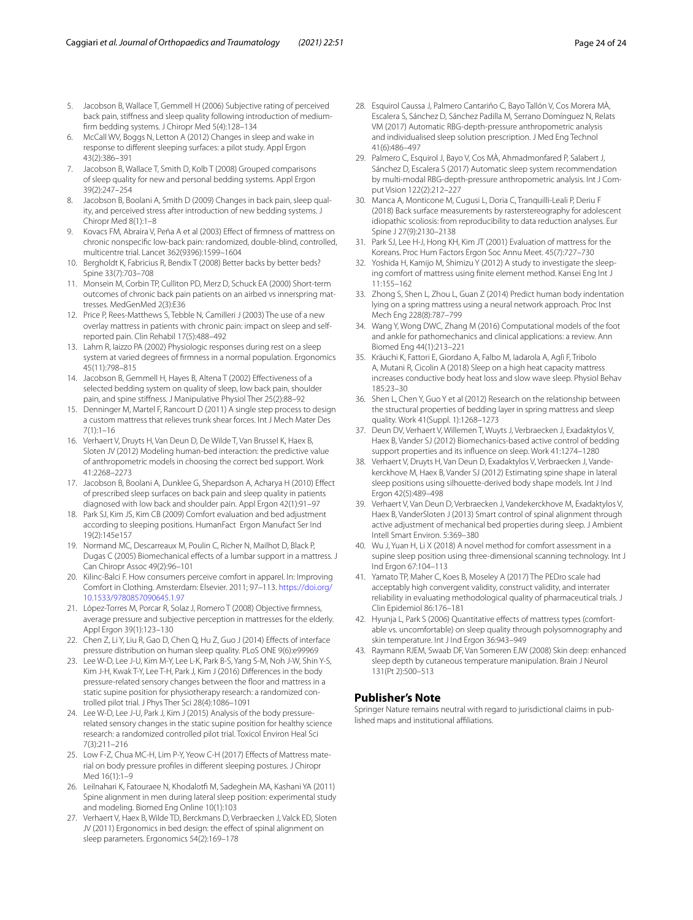5. Jacobson B, Wallace T, Gemmell H (2006) Subjective rating of perceived back pain, stiffness and sleep quality following introduction of medium-firm bedding systems. J Chiropr Med 5(4):128–134
6. McCall WV, Boggs N, Letton A (2012) Changes in sleep and wake in response to different sleeping surfaces: a pilot study. Appl Ergon 43(2):386–391
7. Jacobson B, Wallace T, Smith D, Kolb T (2008) Grouped comparisons of sleep quality for new and personal bedding systems. Appl Ergon 39(2):247–254
8. Jacobson B, Boolani A, Smith D (2009) Changes in back pain, sleep quality, and perceived stress after introduction of new bedding systems. J Chiropr Med 8(1):1–8
9. Kovacs FM, Abraira V, Peña A et al (2003) Effect of firmness of mattress on chronic nonspecific low-back pain: randomized, double-blind, controlled, multicentre trial. Lancet 362(9396):1599–1604
10. Bergholdt K, Fabricius R, Bendix T (2008) Better backs by better beds? Spine 33(7):703–708
11. Monsein M, Corbin TP, Culliton PD, Merz D, Schuck EA (2000) Short-term outcomes of chronic back pain patients on an airbed vs innerspring mattresses. MedGenMed 2(3):E36
12. Price P, Rees-Matthews S, Tebble N, Camilleri J (2003) The use of a new overlay mattress in patients with chronic pain: impact on sleep and self-reported pain. Clin Rehabil 17(5):488–492
13. Lahm R, Iaizzo PA (2002) Physiologic responses during rest on a sleep system at varied degrees of firmness in a normal population. Ergonomics 45(11):798–815
14. Jacobson B, Gemmell H, Hayes B, Altena T (2002) Effectiveness of a selected bedding system on quality of sleep, low back pain, shoulder pain, and spine stiffness. J Manipulative Physiol Ther 25(2):88–92
15. Denninger M, Martel F, Rancourt D (2011) A single step process to design a custom mattress that relieves trunk shear forces. Int J Mech Mater Des 7(1):1–16
16. Verhaert V, Druyts H, Van Deun D, De Wilde T, Van Brussel K, Haex B, Sloten JV (2012) Modeling human-bed interaction: the predictive value of anthropometric models in choosing the correct bed support. Work 41:2268–2273
17. Jacobson B, Boolani A, Dunklee G, Shepardson A, Acharya H (2010) Effect of prescribed sleep surfaces on back pain and sleep quality in patients diagnosed with low back and shoulder pain. Appl Ergon 42(1):91–97
18. Park SJ, Kim JS, Kim CB (2009) Comfort evaluation and bed adjustment according to sleeping positions. HumanFact Ergon Manufact Ser Ind 19(2):145e157
19. Normand MC, Descarreaux M, Poulin C, Richer N, Mailhot D, Black P, Dugas C (2005) Biomechanical effects of a lumbar support in a mattress. J Can Chiropr Assoc 49(2):96–101
20. Kilinc-Balci F. How consumers perceive comfort in apparel. In: Improving Comfort in Clothing. Amsterdam: Elsevier. 2011; 97–113. https://doi.org/10.1533/9780857090645.1.97
21. López-Torres M, Porcar R, Solaz J, Romero T (2008) Objective firmness, average pressure and subjective perception in mattresses for the elderly. Appl Ergon 39(1):123–130
22. Chen Z, Li Y, Liu R, Gao D, Chen Q, Hu Z, Guo J (2014) Effects of interface pressure distribution on human sleep quality. PLoS ONE 9(6):e99969
23. Lee W-D, Lee J-U, Kim M-Y, Lee L-K, Park B-S, Yang S-M, Noh J-W, Shin Y-S, Kim J-H, Kwak T-Y, Lee T-H, Park J, Kim J (2016) Differences in the body pressure-related sensory changes between the floor and mattress in a static supine position for physiotherapy research: a randomized controlled pilot trial. J Phys Ther Sci 28(4):1086–1091
24. Lee W-D, Lee J-U, Park J, Kim J (2015) Analysis of the body pressure-related sensory changes in the static supine position for healthy science research: a randomized controlled pilot trial. Toxicol Environ Heal Sci 7(3):211–216
25. Low F-Z, Chua MC-H, Lim P-Y, Yeow C-H (2017) Effects of Mattress material on body pressure profiles in different sleeping postures. J Chiropr Med 16(1):1–9
26. Leilnahari K, Fatouraee N, Khodalotfi M, Sadegheim MA, Kashani YA (2011) Spine alignment in men during lateral sleep position: experimental study and modeling. Biomed Eng Online 10(1):103
27. Verhaert V, Haex B, Wilde TD, Berckmans D, Verbraecken J, Valck ED, Sloten JV (2011) Ergonomics in bed design: the effect of spinal alignment on sleep parameters. Ergonomics 54(2):169–178
28. Esquirol Caussa J, Palmero Cantariño C, Bayo Tallón V, Cos Morera MÀ, Escalera S, Sánchez D, Sánchez Padilla M, Serrano Domínguez N, Relats VM (2017) Automatic RBG-depth-pressure anthropometric analysis and individualised sleep solution prescription. J Med Eng Technol 41(6):486–497
29. Palmero C, Esquirol J, Bayo V, Cos MÀ, Ahmadmonfared P, Salabert J, Sánchez D, Escalera S (2017) Automatic sleep system recommendation by multi-modal RBG-depth-pressure anthropometric analysis. Int J Comput Vision 122(2):212–227
30. Manca A, Monticone M, Cugusi L, Doria C, Tranquilli-Leali P, Deriu F (2018) Back surface measurements by rasterstereography for adolescent idiopathic scoliosis: from reproducibility to data reduction analyses. Eur Spine J 27(9):2130–2138
31. Park SJ, Lee H-J, Hong KH, Kim JT (2001) Evaluation of mattress for the Koreans. Proc Hum Factors Ergon Soc Annu Meet. 45(7):727–730
32. Yoshida H, Kamijo M, Shimizu Y (2012) A study to investigate the sleeping comfort of mattress using finite element method. Kansei Eng Int J 11:155–162
33. Zhong S, Shen L, Zhou L, Guan Z (2014) Predict human body indentation lying on a spring mattress using a neural network approach. Proc Inst Mech Eng 228(8):787–799
34. Wang Y, Wong DWC, Zhang M (2016) Computational models of the foot and ankle for pathomechanics and clinical applications: a review. Ann Biomed Eng 44(1):213–221
35. Kräuchi K, Fattori E, Giordano A, Falbo M, Iadarola A, Aglì F, Tribolo A, Mutani R, Cicolin A (2018) Sleep on a high heat capacity mattress increases conductive body heat loss and slow wave sleep. Physiol Behav 185:23–30
36. Shen L, Chen Y, Guo Y et al (2012) Research on the relationship between the structural properties of bedding layer in spring mattress and sleep quality. Work 41(Suppl. 1):1268–1273
37. Deun DV, Verhaert V, Willemen T, Wuyts J, Verbraecken J, Exadaktylos V, Haex B, Vander SJ (2012) Biomechanics-based active control of bedding support properties and its influence on sleep. Work 41:1274–1280
38. Verhaert V, Druyts H, Van Deun D, Exadaktylos V, Verbraecken J, Vandekerckhove M, Haex B, Vander SJ (2012) Estimating spine shape in lateral sleep positions using silhouette-derived body shape models. Int J Ind Ergon 42(5):489–498
39. Verhaert V, Van Deun D, Verbraecken J, Vandekerckhove M, Exadaktylos V, Haex B, VanderSloten J (2013) Smart control of spinal alignment through active adjustment of mechanical bed properties during sleep. J Ambient Intell Smart Environ. 5:369–380
40. Wu J, Yuan H, Li X (2018) A novel method for comfort assessment in a supine sleep position using three-dimensional scanning technology. Int J Ind Ergon 67:104–113
41. Yamato TP, Maher C, Koes B, Moseley A (2017) The PEDro scale had acceptably high convergent validity, construct validity, and interrater reliability in evaluating methodological quality of pharmaceutical trials. J Clin Epidemiol 86:176–181
42. Hyunja L, Park S (2006) Quantitative effects of mattress types (comfortable vs. uncomfortable) on sleep quality through polysomnography and skin temperature. Int J Ind Ergon 36:943–949
43. Raymann RJEM, Swaab DF, Van Someren EJW (2008) Skin deep: enhanced sleep depth by cutaneous temperature manipulation. Brain J Neurol 131(Pt 2):500–513

## Publisher's Note

Springer Nature remains neutral with regard to jurisdictional claims in published maps and institutional affiliations.